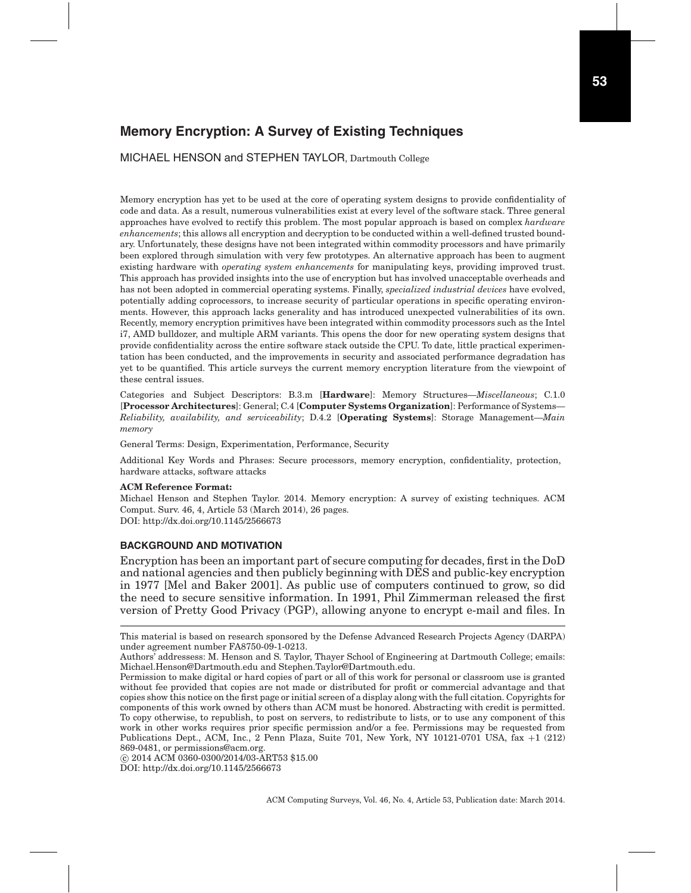# Memory Encryption: A Survey of Existing Techniques

MICHAEL HENSON and STEPHEN TAYLOR, Dartmouth College

Memory encryption has yet to be used at the core of operating system designs to provide confidentiality of code and data. As a result, numerous vulnerabilities exist at every level of the software stack. Three general approaches have evolved to rectify this problem. The most popular approach is based on complex *hardware enhancements*; this allows all encryption and decryption to be conducted within a well-defined trusted boundary. Unfortunately, these designs have not been integrated within commodity processors and have primarily been explored through simulation with very few prototypes. An alternative approach has been to augment existing hardware with *operating system enhancements* for manipulating keys, providing improved trust. This approach has provided insights into the use of encryption but has involved unacceptable overheads and has not been adopted in commercial operating systems. Finally, *specialized industrial devices* have evolved, potentially adding coprocessors, to increase security of particular operations in specific operating environments. However, this approach lacks generality and has introduced unexpected vulnerabilities of its own. Recently, memory encryption primitives have been integrated within commodity processors such as the Intel i7, AMD bulldozer, and multiple ARM variants. This opens the door for new operating system designs that provide confidentiality across the entire software stack outside the CPU. To date, little practical experimentation has been conducted, and the improvements in security and associated performance degradation has yet to be quantified. This article surveys the current memory encryption literature from the viewpoint of these central issues.

Categories and Subject Descriptors: B.3.m [**Hardware**]: Memory Structures—*Miscellaneous*; C.1.0 [**Processor Architectures**]: General; C.4 [**Computer Systems Organization**]: Performance of Systems—*Reliability, availability, and serviceability*; D.4.2 [**Operating Systems**]: Storage Management—*Main memory*

General Terms: Design, Experimentation, Performance, Security

Additional Key Words and Phrases: Secure processors, memory encryption, confidentiality, protection, hardware attacks, software attacks

**ACM Reference Format:**

Michael Henson and Stephen Taylor. 2014. Memory encryption: A survey of existing techniques. ACM Comput. Surv. 46, 4, Article 53 (March 2014), 26 pages.
DOI: http://dx.doi.org/10.1145/2566673

## BACKGROUND AND MOTIVATION

Encryption has been an important part of secure computing for decades, first in the DoD and national agencies and then publicly beginning with DES and public-key encryption in 1977 [Mel and Baker 2001]. As public use of computers continued to grow, so did the need to secure sensitive information. In 1991, Phil Zimmerman released the first version of Pretty Good Privacy (PGP), allowing anyone to encrypt e-mail and files. In

---

This material is based on research sponsored by the Defense Advanced Research Projects Agency (DARPA) under agreement number FA8750-09-1-0213.

Authors' addressess: M. Henson and S. Taylor, Thayer School of Engineering at Dartmouth College; emails: Michael.Henson@Dartmouth.edu and Stephen.Taylor@Dartmouth.edu.

Permission to make digital or hard copies of part or all of this work for personal or classroom use is granted without fee provided that copies are not made or distributed for profit or commercial advantage and that copies show this notice on the first page or initial screen of a display along with the full citation. Copyrights for components of this work owned by others than ACM must be honored. Abstracting with credit is permitted. To copy otherwise, to republish, to post on servers, to redistribute to lists, or to use any component of this work in other works requires prior specific permission and/or a fee. Permissions may be requested from Publications Dept., ACM, Inc., 2 Penn Plaza, Suite 701, New York, NY 10121-0701 USA, fax +1 (212) 869-0481, or permissions@acm.org.

© 2014 ACM 0360-0300/2014/03-ART53 $15.00

DOI: http://dx.doi.org/10.1145/2566673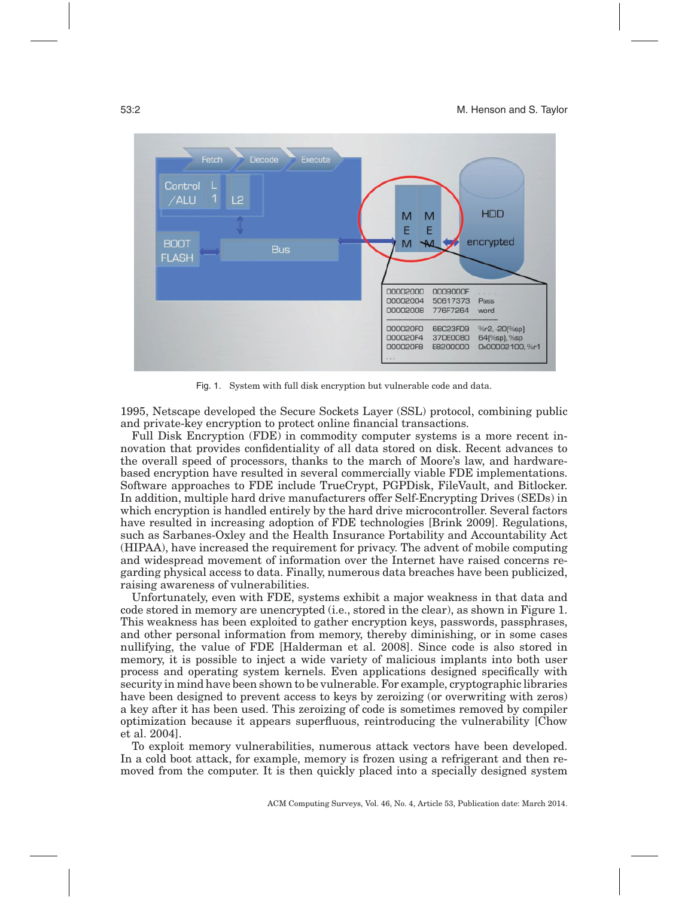Fig. 1. System with full disk encryption but vulnerable code and data.

1995, Netscape developed the Secure Sockets Layer (SSL) protocol, combining public and private-key encryption to protect online financial transactions.

Full Disk Encryption (FDE) in commodity computer systems is a more recent innovation that provides confidentiality of all data stored on disk. Recent advances to the overall speed of processors, thanks to the march of Moore's law, and hardware-based encryption have resulted in several commercially viable FDE implementations. Software approaches to FDE include TrueCrypt, PGPDisk, FileVault, and Bitlocker. In addition, multiple hard drive manufacturers offer Self-Encrypting Drives (SEDs) in which encryption is handled entirely by the hard drive microcontroller. Several factors have resulted in increasing adoption of FDE technologies [Brink 2009]. Regulations, such as Sarbanes-Oxley and the Health Insurance Portability and Accountability Act (HIPAA), have increased the requirement for privacy. The advent of mobile computing and widespread movement of information over the Internet have raised concerns regarding physical access to data. Finally, numerous data breaches have been publicized, raising awareness of vulnerabilities.

Unfortunately, even with FDE, systems exhibit a major weakness in that data and code stored in memory are unencrypted (i.e., stored in the clear), as shown in Figure 1. This weakness has been exploited to gather encryption keys, passwords, passphrases, and other personal information from memory, thereby diminishing, or in some cases nullifying, the value of FDE [Halderman et al. 2008]. Since code is also stored in memory, it is possible to inject a wide variety of malicious implants into both user process and operating system kernels. Even applications designed specifically with security in mind have been shown to be vulnerable. For example, cryptographic libraries have been designed to prevent access to keys by zeroizing (or overwriting with zeros) a key after it has been used. This zeroizing of code is sometimes removed by compiler optimization because it appears superfluous, reintroducing the vulnerability [Chow et al. 2004].

To exploit memory vulnerabilities, numerous attack vectors have been developed. In a cold boot attack, for example, memory is frozen using a refrigerant and then removed from the computer. It is then quickly placed into a specially designed system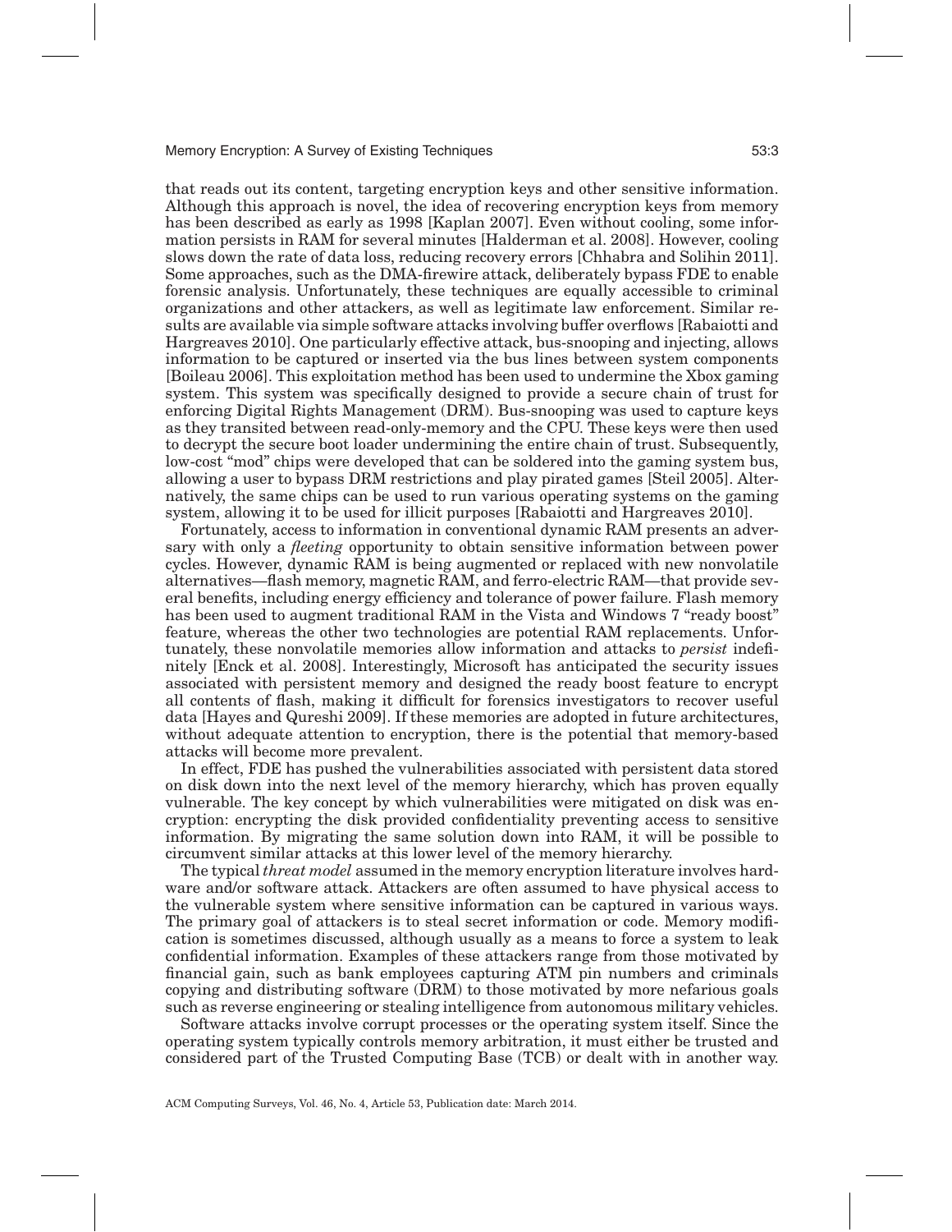that reads out its content, targeting encryption keys and other sensitive information. Although this approach is novel, the idea of recovering encryption keys from memory has been described as early as 1998 [Kaplan 2007]. Even without cooling, some information persists in RAM for several minutes [Halderman et al. 2008]. However, cooling slows down the rate of data loss, reducing recovery errors [Chhabra and Solihin 2011]. Some approaches, such as the DMA-firewire attack, deliberately bypass FDE to enable forensic analysis. Unfortunately, these techniques are equally accessible to criminal organizations and other attackers, as well as legitimate law enforcement. Similar results are available via simple software attacks involving buffer overflows [Rabaiotti and Hargreaves 2010]. One particularly effective attack, bus-snooping and injecting, allows information to be captured or inserted via the bus lines between system components [Boileau 2006]. This exploitation method has been used to undermine the Xbox gaming system. This system was specifically designed to provide a secure chain of trust for enforcing Digital Rights Management (DRM). Bus-snooping was used to capture keys as they transited between read-only-memory and the CPU. These keys were then used to decrypt the secure boot loader undermining the entire chain of trust. Subsequently, low-cost "mod" chips were developed that can be soldered into the gaming system bus, allowing a user to bypass DRM restrictions and play pirated games [Steil 2005]. Alternatively, the same chips can be used to run various operating systems on the gaming system, allowing it to be used for illicit purposes [Rabaiotti and Hargreaves 2010].

Fortunately, access to information in conventional dynamic RAM presents an adversary with only a *fleeting* opportunity to obtain sensitive information between power cycles. However, dynamic RAM is being augmented or replaced with new nonvolatile alternatives—flash memory, magnetic RAM, and ferro-electric RAM—that provide several benefits, including energy efficiency and tolerance of power failure. Flash memory has been used to augment traditional RAM in the Vista and Windows 7 "ready boost" feature, whereas the other two technologies are potential RAM replacements. Unfortunately, these nonvolatile memories allow information and attacks to *persist* indefinitely [Enck et al. 2008]. Interestingly, Microsoft has anticipated the security issues associated with persistent memory and designed the ready boost feature to encrypt all contents of flash, making it difficult for forensics investigators to recover useful data [Hayes and Qureshi 2009]. If these memories are adopted in future architectures, without adequate attention to encryption, there is the potential that memory-based attacks will become more prevalent.

In effect, FDE has pushed the vulnerabilities associated with persistent data stored on disk down into the next level of the memory hierarchy, which has proven equally vulnerable. The key concept by which vulnerabilities were mitigated on disk was encryption: encrypting the disk provided confidentiality preventing access to sensitive information. By migrating the same solution down into RAM, it will be possible to circumvent similar attacks at this lower level of the memory hierarchy.

The typical *threat model* assumed in the memory encryption literature involves hardware and/or software attack. Attackers are often assumed to have physical access to the vulnerable system where sensitive information can be captured in various ways. The primary goal of attackers is to steal secret information or code. Memory modification is sometimes discussed, although usually as a means to force a system to leak confidential information. Examples of these attackers range from those motivated by financial gain, such as bank employees capturing ATM pin numbers and criminals copying and distributing software (DRM) to those motivated by more nefarious goals such as reverse engineering or stealing intelligence from autonomous military vehicles.

Software attacks involve corrupt processes or the operating system itself. Since the operating system typically controls memory arbitration, it must either be trusted and considered part of the Trusted Computing Base (TCB) or dealt with in another way.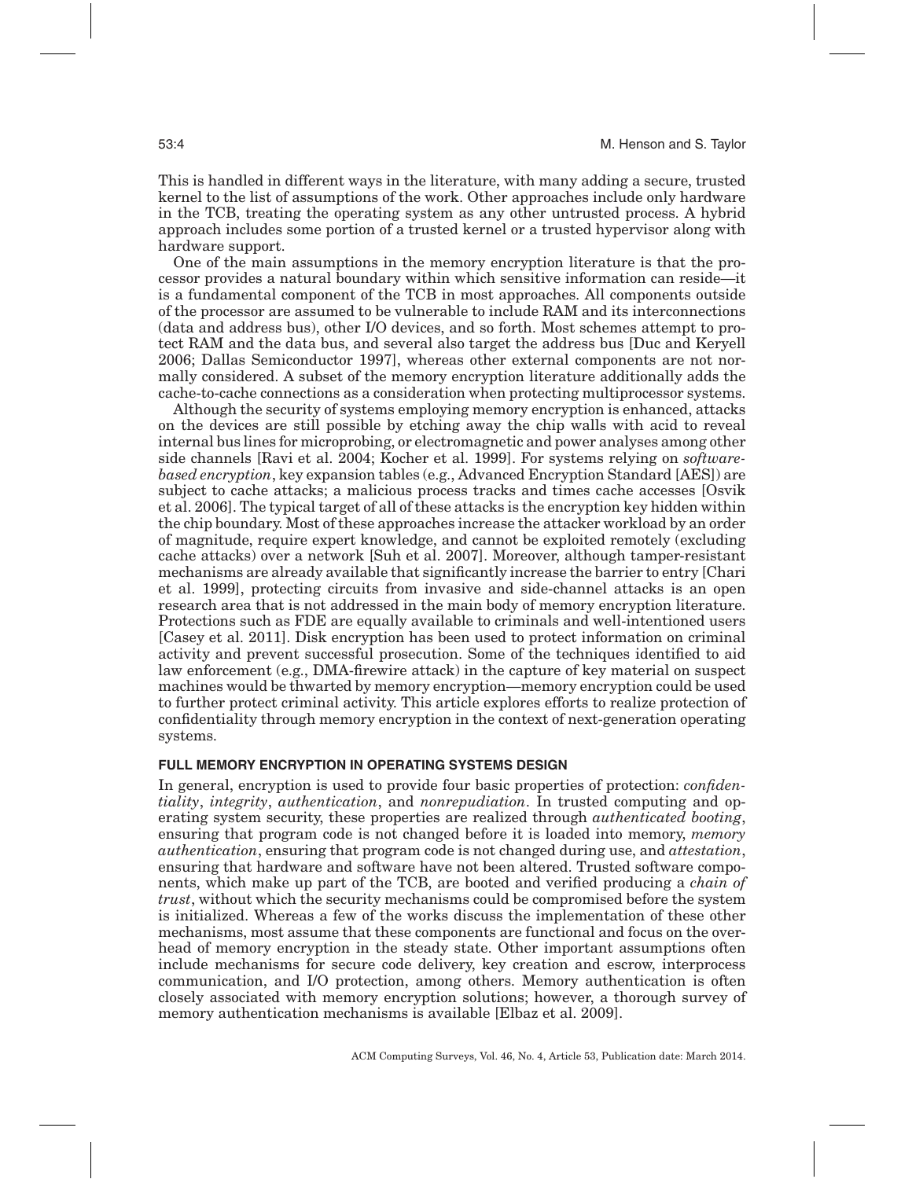This is handled in different ways in the literature, with many adding a secure, trusted kernel to the list of assumptions of the work. Other approaches include only hardware in the TCB, treating the operating system as any other untrusted process. A hybrid approach includes some portion of a trusted kernel or a trusted hypervisor along with hardware support.

One of the main assumptions in the memory encryption literature is that the processor provides a natural boundary within which sensitive information can reside—it is a fundamental component of the TCB in most approaches. All components outside of the processor are assumed to be vulnerable to include RAM and its interconnections (data and address bus), other I/O devices, and so forth. Most schemes attempt to protect RAM and the data bus, and several also target the address bus [Duc and Keryell 2006; Dallas Semiconductor 1997], whereas other external components are not normally considered. A subset of the memory encryption literature additionally adds the cache-to-cache connections as a consideration when protecting multiprocessor systems.

Although the security of systems employing memory encryption is enhanced, attacks on the devices are still possible by etching away the chip walls with acid to reveal internal bus lines for microprobing, or electromagnetic and power analyses among other side channels [Ravi et al. 2004; Kocher et al. 1999]. For systems relying on *software-based encryption*, key expansion tables (e.g., Advanced Encryption Standard [AES]) are subject to cache attacks; a malicious process tracks and times cache accesses [Osvik et al. 2006]. The typical target of all of these attacks is the encryption key hidden within the chip boundary. Most of these approaches increase the attacker workload by an order of magnitude, require expert knowledge, and cannot be exploited remotely (excluding cache attacks) over a network [Suh et al. 2007]. Moreover, although tamper-resistant mechanisms are already available that significantly increase the barrier to entry [Chari et al. 1999], protecting circuits from invasive and side-channel attacks is an open research area that is not addressed in the main body of memory encryption literature. Protections such as FDE are equally available to criminals and well-intentioned users [Casey et al. 2011]. Disk encryption has been used to protect information on criminal activity and prevent successful prosecution. Some of the techniques identified to aid law enforcement (e.g., DMA-firewire attack) in the capture of key material on suspect machines would be thwarted by memory encryption—memory encryption could be used to further protect criminal activity. This article explores efforts to realize protection of confidentiality through memory encryption in the context of next-generation operating systems.

## FULL MEMORY ENCRYPTION IN OPERATING SYSTEMS DESIGN

In general, encryption is used to provide four basic properties of protection: *confidentiality*, *integrity*, *authentication*, and *nonrepudiation*. In trusted computing and operating system security, these properties are realized through *authenticated booting*, ensuring that program code is not changed before it is loaded into memory, *memory authentication*, ensuring that program code is not changed during use, and *attestation*, ensuring that hardware and software have not been altered. Trusted software components, which make up part of the TCB, are booted and verified producing a *chain of trust*, without which the security mechanisms could be compromised before the system is initialized. Whereas a few of the works discuss the implementation of these other mechanisms, most assume that these components are functional and focus on the overhead of memory encryption in the steady state. Other important assumptions often include mechanisms for secure code delivery, key creation and escrow, interprocess communication, and I/O protection, among others. Memory authentication is often closely associated with memory encryption solutions; however, a thorough survey of memory authentication mechanisms is available [Elbaz et al. 2009].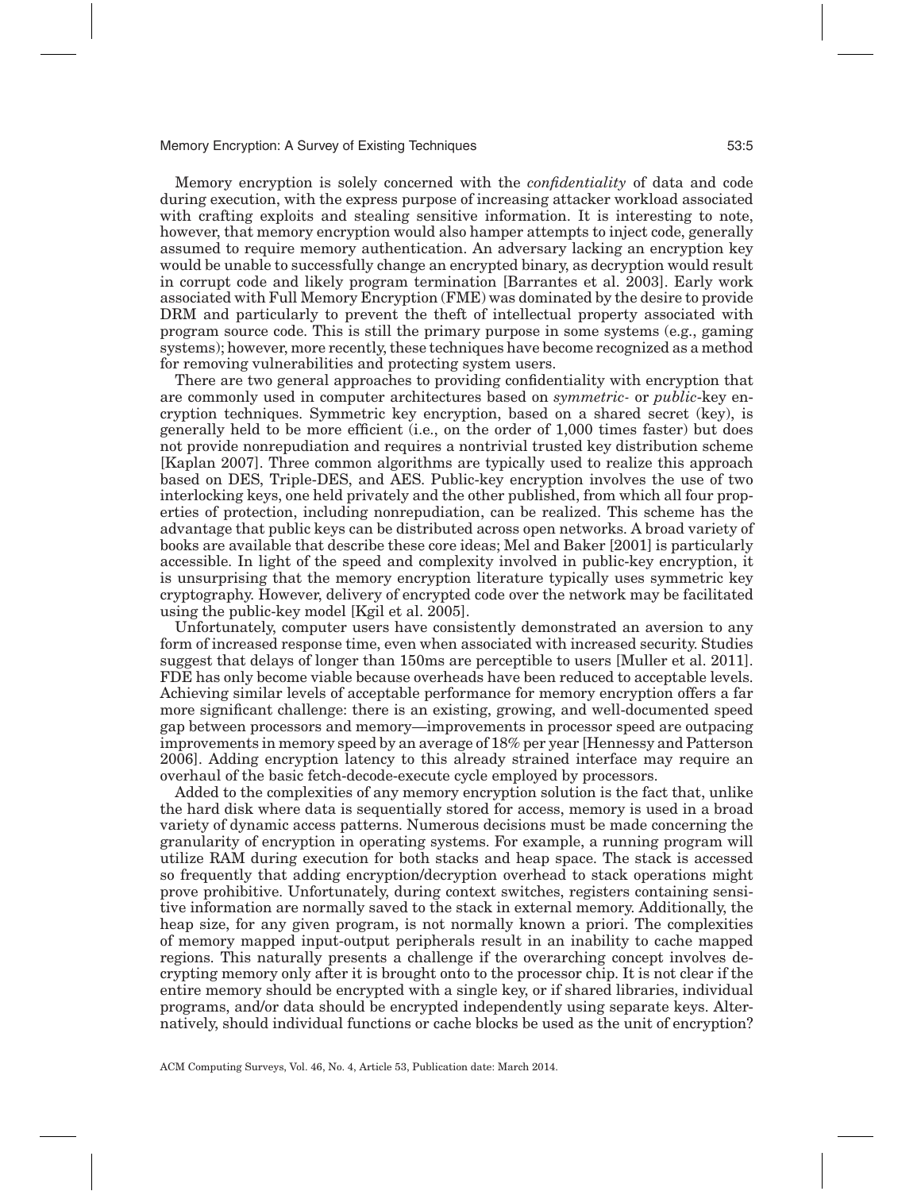Memory encryption is solely concerned with the *confidentiality* of data and code during execution, with the express purpose of increasing attacker workload associated with crafting exploits and stealing sensitive information. It is interesting to note, however, that memory encryption would also hamper attempts to inject code, generally assumed to require memory authentication. An adversary lacking an encryption key would be unable to successfully change an encrypted binary, as decryption would result in corrupt code and likely program termination [Barrantes et al. 2003]. Early work associated with Full Memory Encryption (FME) was dominated by the desire to provide DRM and particularly to prevent the theft of intellectual property associated with program source code. This is still the primary purpose in some systems (e.g., gaming systems); however, more recently, these techniques have become recognized as a method for removing vulnerabilities and protecting system users.

There are two general approaches to providing confidentiality with encryption that are commonly used in computer architectures based on *symmetric-* or *public-*key encryption techniques. Symmetric key encryption, based on a shared secret (key), is generally held to be more efficient (i.e., on the order of 1,000 times faster) but does not provide nonrepudiation and requires a nontrivial trusted key distribution scheme [Kaplan 2007]. Three common algorithms are typically used to realize this approach based on DES, Triple-DES, and AES. Public-key encryption involves the use of two interlocking keys, one held privately and the other published, from which all four properties of protection, including nonrepudiation, can be realized. This scheme has the advantage that public keys can be distributed across open networks. A broad variety of books are available that describe these core ideas; Mel and Baker [2001] is particularly accessible. In light of the speed and complexity involved in public-key encryption, it is unsurprising that the memory encryption literature typically uses symmetric key cryptography. However, delivery of encrypted code over the network may be facilitated using the public-key model [Kgil et al. 2005].

Unfortunately, computer users have consistently demonstrated an aversion to any form of increased response time, even when associated with increased security. Studies suggest that delays of longer than 150ms are perceptible to users [Muller et al. 2011]. FDE has only become viable because overheads have been reduced to acceptable levels. Achieving similar levels of acceptable performance for memory encryption offers a far more significant challenge: there is an existing, growing, and well-documented speed gap between processors and memory—improvements in processor speed are outpacing improvements in memory speed by an average of 18% per year [Hennessy and Patterson 2006]. Adding encryption latency to this already strained interface may require an overhaul of the basic fetch-decode-execute cycle employed by processors.

Added to the complexities of any memory encryption solution is the fact that, unlike the hard disk where data is sequentially stored for access, memory is used in a broad variety of dynamic access patterns. Numerous decisions must be made concerning the granularity of encryption in operating systems. For example, a running program will utilize RAM during execution for both stacks and heap space. The stack is accessed so frequently that adding encryption/decryption overhead to stack operations might prove prohibitive. Unfortunately, during context switches, registers containing sensitive information are normally saved to the stack in external memory. Additionally, the heap size, for any given program, is not normally known a priori. The complexities of memory mapped input-output peripherals result in an inability to cache mapped regions. This naturally presents a challenge if the overarching concept involves decrypting memory only after it is brought onto to the processor chip. It is not clear if the entire memory should be encrypted with a single key, or if shared libraries, individual programs, and/or data should be encrypted independently using separate keys. Alternatively, should individual functions or cache blocks be used as the unit of encryption?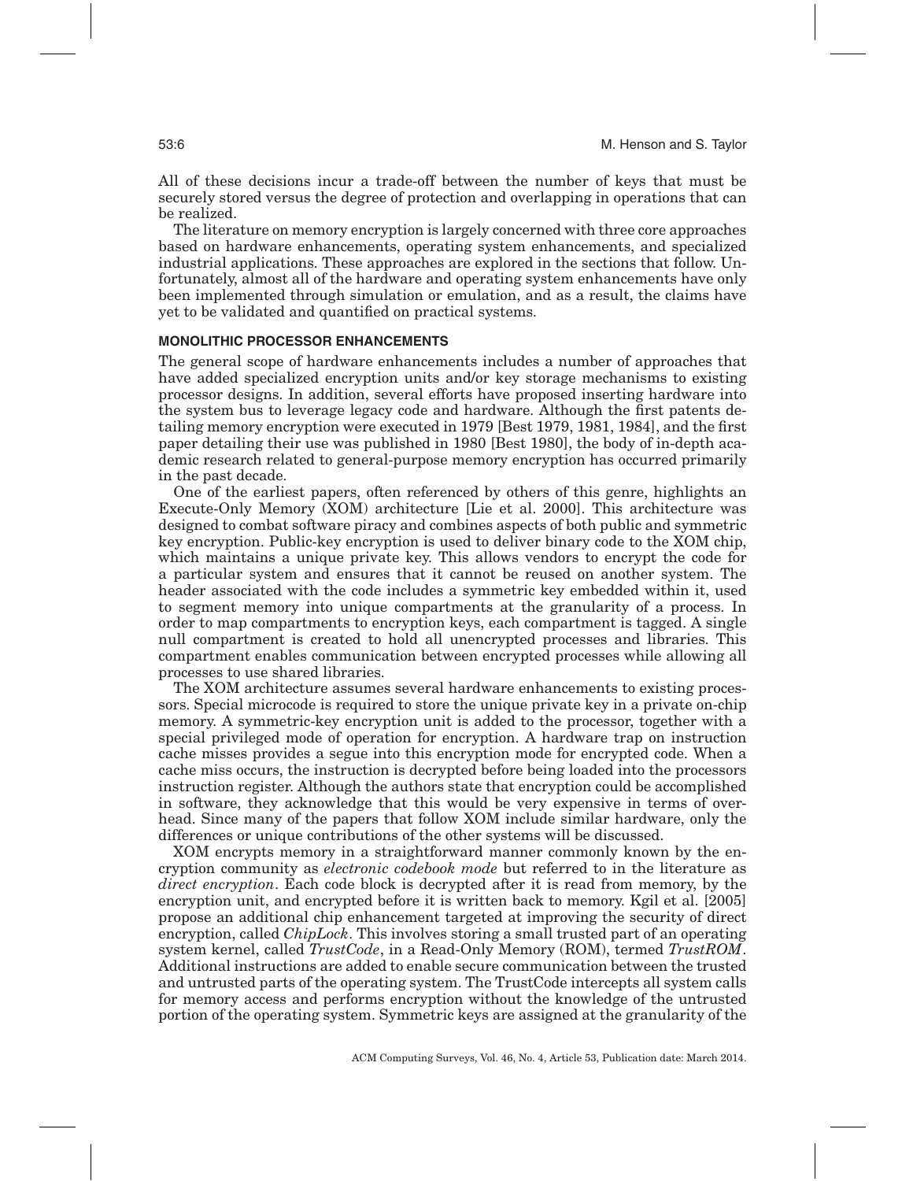All of these decisions incur a trade-off between the number of keys that must be securely stored versus the degree of protection and overlapping in operations that can be realized.

The literature on memory encryption is largely concerned with three core approaches based on hardware enhancements, operating system enhancements, and specialized industrial applications. These approaches are explored in the sections that follow. Unfortunately, almost all of the hardware and operating system enhancements have only been implemented through simulation or emulation, and as a result, the claims have yet to be validated and quantified on practical systems.

## MONOLITHIC PROCESSOR ENHANCEMENTS

The general scope of hardware enhancements includes a number of approaches that have added specialized encryption units and/or key storage mechanisms to existing processor designs. In addition, several efforts have proposed inserting hardware into the system bus to leverage legacy code and hardware. Although the first patents detailing memory encryption were executed in 1979 [Best 1979, 1981, 1984], and the first paper detailing their use was published in 1980 [Best 1980], the body of in-depth academic research related to general-purpose memory encryption has occurred primarily in the past decade.

One of the earliest papers, often referenced by others of this genre, highlights an Execute-Only Memory (XOM) architecture [Lie et al. 2000]. This architecture was designed to combat software piracy and combines aspects of both public and symmetric key encryption. Public-key encryption is used to deliver binary code to the XOM chip, which maintains a unique private key. This allows vendors to encrypt the code for a particular system and ensures that it cannot be reused on another system. The header associated with the code includes a symmetric key embedded within it, used to segment memory into unique compartments at the granularity of a process. In order to map compartments to encryption keys, each compartment is tagged. A single null compartment is created to hold all unencrypted processes and libraries. This compartment enables communication between encrypted processes while allowing all processes to use shared libraries.

The XOM architecture assumes several hardware enhancements to existing processors. Special microcode is required to store the unique private key in a private on-chip memory. A symmetric-key encryption unit is added to the processor, together with a special privileged mode of operation for encryption. A hardware trap on instruction cache misses provides a segue into this encryption mode for encrypted code. When a cache miss occurs, the instruction is decrypted before being loaded into the processors instruction register. Although the authors state that encryption could be accomplished in software, they acknowledge that this would be very expensive in terms of overhead. Since many of the papers that follow XOM include similar hardware, only the differences or unique contributions of the other systems will be discussed.

XOM encrypts memory in a straightforward manner commonly known by the encryption community as *electronic codebook mode* but referred to in the literature as *direct encryption*. Each code block is decrypted after it is read from memory, by the encryption unit, and encrypted before it is written back to memory. Kgil et al. [2005] propose an additional chip enhancement targeted at improving the security of direct encryption, called *ChipLock*. This involves storing a small trusted part of an operating system kernel, called *TrustCode*, in a Read-Only Memory (ROM), termed *TrustROM*. Additional instructions are added to enable secure communication between the trusted and untrusted parts of the operating system. The TrustCode intercepts all system calls for memory access and performs encryption without the knowledge of the untrusted portion of the operating system. Symmetric keys are assigned at the granularity of the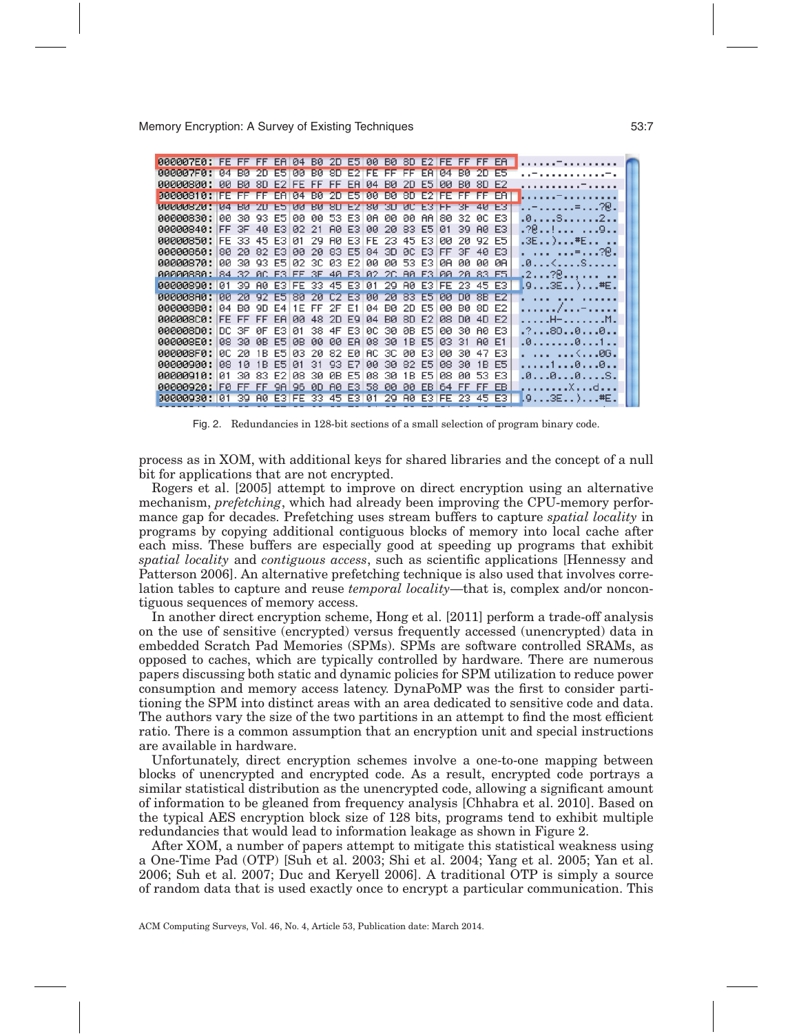```
000007E0: FE FF FF EA 04 B0 2D E5 00 B0 8D E2 FE FF FF EA  ......-.........
000007F0: 04 B0 2D E5 00 B0 8D E2 FE FF FF EA 04 B0 2D E5  ..-...........-.
00000800: 00 B0 8D E2 FE FF FF EA 04 B0 2D E5 00 B0 8D E2  ..........-.....
00000810: FE FF FF EA 04 B0 2D E5 00 B0 8D E2 FE FF FF EA  ......-.........
00000820: 04 B0 2D E5 00 B0 8D E2 80 3D 0C E3 FF 3F 40 E3  ..-......=...?@.
00000830: 00 30 93 E5 00 00 53 E3 0A 00 00 AA 80 32 0C E3  .0....S......2..
00000840: FF 3F 40 E3 02 21 A0 E3 00 20 83 E5 01 39 A0 E3  .?@..!... ...9..
00000850: FE 33 45 E3 01 29 A0 E3 FE 23 45 E3 00 20 92 E5  .3E..)...#E.. ..
00000860: 80 20 82 E3 00 20 83 E5 84 3D 0C E3 FF 3F 40 E3  . ... ...=...?@.
00000870: 00 30 93 E5 02 3C 03 E2 00 00 53 E3 0A 00 00 0A  .0...<....S.....
00000880: 84 32 0C E3 FF 3F 40 E3 02 2C A0 E3 00 20 83 E5  .2...?@..,... ..
00000890: 01 39 A0 E3 FE 33 45 E3 01 29 A0 E3 FE 23 45 E3  .9...3E..)...#E.
000008A0: 00 20 92 E5 80 20 C2 E3 00 20 83 E5 00 D0 8B E2  . ... ... ......
000008B0: 04 B0 9D E4 1E FF 2F E1 04 B0 2D E5 00 B0 8D E2  ....../...-.....
000008C0: FE FF FF EA 00 48 2D E9 04 B0 8D E2 08 D0 4D E2  .....H-.......M.
000008D0: DC 3F 0F E3 01 38 4F E3 0C 30 0B E5 00 30 A0 E3  .?...8O..0...0..
000008E0: 08 30 0B E5 0B 00 00 EA 08 30 1B E5 03 31 A0 E1  .0.......0...1..
000008F0: 0C 20 1B E5 03 20 82 E0 AC 3C 00 E3 00 30 47 E3  . ... ...<...0G.
00000900: 08 10 1B E5 01 31 93 E7 00 30 82 E5 08 30 1B E5  .....1...0...0..
00000910: 01 30 83 E2 08 30 0B E5 08 30 1B E5 08 00 53 E3  .0...0...0....S.
00000920: F0 FF FF 9A 96 0D A0 E3 58 00 00 EB 64 FF FF EB  ........X...d...
00000930: 01 39 A0 E3 FE 33 45 E3 01 29 A0 E3 FE 23 45 E3  .9...3E..)...#E.
```

Fig. 2. Redundancies in 128-bit sections of a small selection of program binary code.

process as in XOM, with additional keys for shared libraries and the concept of a null bit for applications that are not encrypted.

Rogers et al. [2005] attempt to improve on direct encryption using an alternative mechanism, *prefetching*, which had already been improving the CPU-memory performance gap for decades. Prefetching uses stream buffers to capture *spatial locality* in programs by copying additional contiguous blocks of memory into local cache after each miss. These buffers are especially good at speeding up programs that exhibit *spatial locality* and *contiguous access*, such as scientific applications [Hennessy and Patterson 2006]. An alternative prefetching technique is also used that involves correlation tables to capture and reuse *temporal locality*—that is, complex and/or noncontiguous sequences of memory access.

In another direct encryption scheme, Hong et al. [2011] perform a trade-off analysis on the use of sensitive (encrypted) versus frequently accessed (unencrypted) data in embedded Scratch Pad Memories (SPMs). SPMs are software controlled SRAMs, as opposed to caches, which are typically controlled by hardware. There are numerous papers discussing both static and dynamic policies for SPM utilization to reduce power consumption and memory access latency. DynaPoMP was the first to consider partitioning the SPM into distinct areas with an area dedicated to sensitive code and data. The authors vary the size of the two partitions in an attempt to find the most efficient ratio. There is a common assumption that an encryption unit and special instructions are available in hardware.

Unfortunately, direct encryption schemes involve a one-to-one mapping between blocks of unencrypted and encrypted code. As a result, encrypted code portrays a similar statistical distribution as the unencrypted code, allowing a significant amount of information to be gleaned from frequency analysis [Chhabra et al. 2010]. Based on the typical AES encryption block size of 128 bits, programs tend to exhibit multiple redundancies that would lead to information leakage as shown in Figure 2.

After XOM, a number of papers attempt to mitigate this statistical weakness using a One-Time Pad (OTP) [Suh et al. 2003; Shi et al. 2004; Yang et al. 2005; Yan et al. 2006; Suh et al. 2007; Duc and Keryell 2006]. A traditional OTP is simply a source of random data that is used exactly once to encrypt a particular communication. This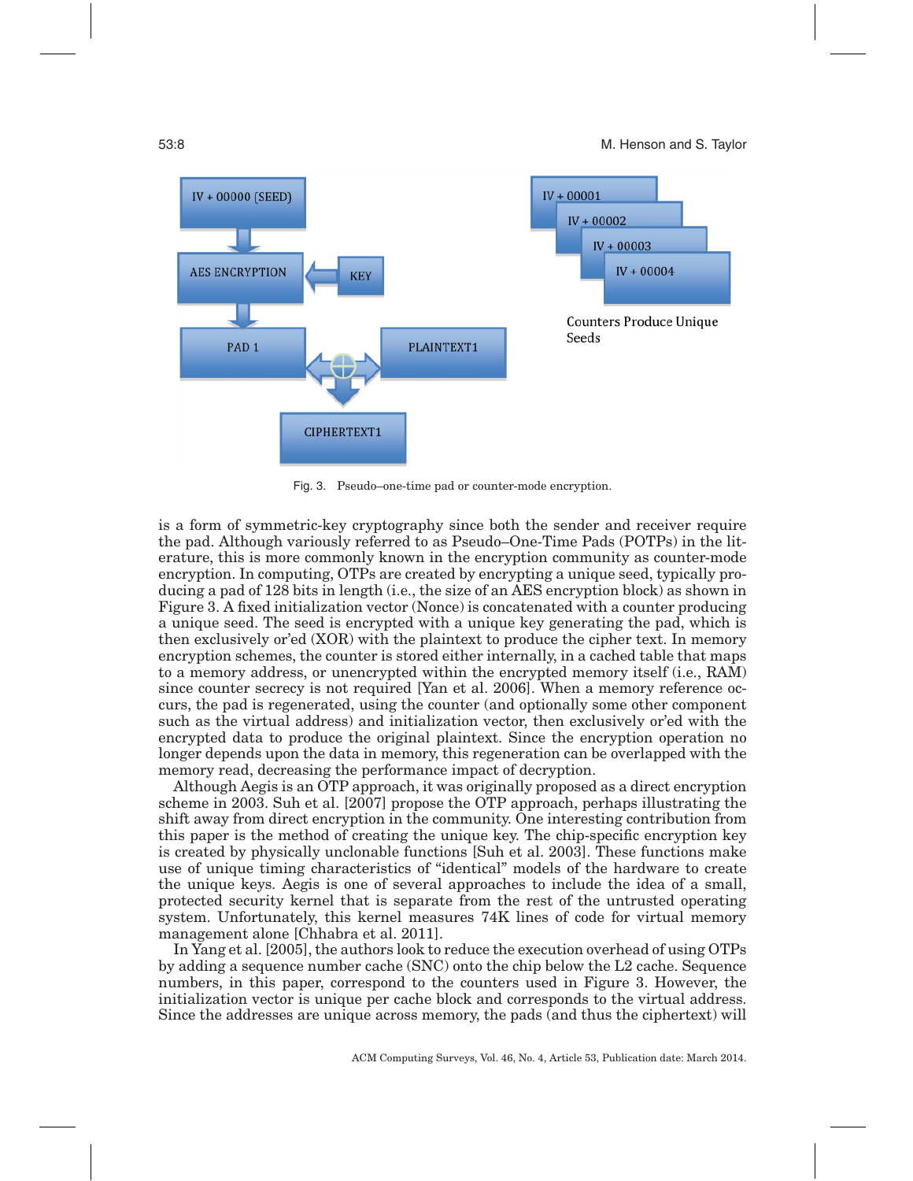Fig. 3. Pseudo–one-time pad or counter-mode encryption.

is a form of symmetric-key cryptography since both the sender and receiver require the pad. Although variously referred to as Pseudo–One-Time Pads (POTPs) in the literature, this is more commonly known in the encryption community as counter-mode encryption. In computing, OTPs are created by encrypting a unique seed, typically producing a pad of 128 bits in length (i.e., the size of an AES encryption block) as shown in Figure 3. A fixed initialization vector (Nonce) is concatenated with a counter producing a unique seed. The seed is encrypted with a unique key generating the pad, which is then exclusively or'ed (XOR) with the plaintext to produce the cipher text. In memory encryption schemes, the counter is stored either internally, in a cached table that maps to a memory address, or unencrypted within the encrypted memory itself (i.e., RAM) since counter secrecy is not required [Yan et al. 2006]. When a memory reference occurs, the pad is regenerated, using the counter (and optionally some other component such as the virtual address) and initialization vector, then exclusively or'ed with the encrypted data to produce the original plaintext. Since the encryption operation no longer depends upon the data in memory, this regeneration can be overlapped with the memory read, decreasing the performance impact of decryption.

Although Aegis is an OTP approach, it was originally proposed as a direct encryption scheme in 2003. Suh et al. [2007] propose the OTP approach, perhaps illustrating the shift away from direct encryption in the community. One interesting contribution from this paper is the method of creating the unique key. The chip-specific encryption key is created by physically unclonable functions [Suh et al. 2003]. These functions make use of unique timing characteristics of "identical" models of the hardware to create the unique keys. Aegis is one of several approaches to include the idea of a small, protected security kernel that is separate from the rest of the untrusted operating system. Unfortunately, this kernel measures 74K lines of code for virtual memory management alone [Chhabra et al. 2011].

In Yang et al. [2005], the authors look to reduce the execution overhead of using OTPs by adding a sequence number cache (SNC) onto the chip below the L2 cache. Sequence numbers, in this paper, correspond to the counters used in Figure 3. However, the initialization vector is unique per cache block and corresponds to the virtual address. Since the addresses are unique across memory, the pads (and thus the ciphertext) will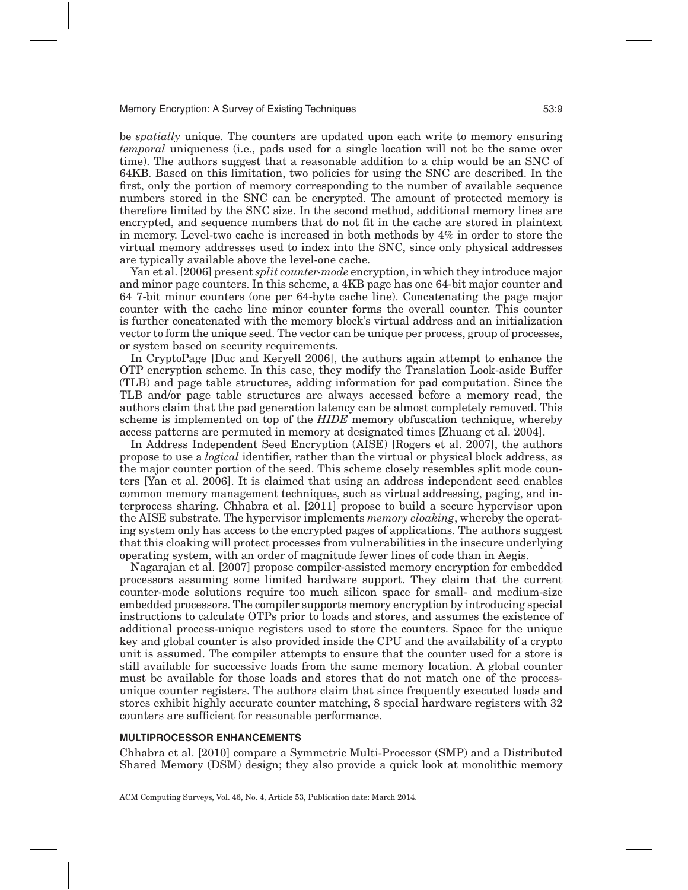be *spatially* unique. The counters are updated upon each write to memory ensuring *temporal* uniqueness (i.e., pads used for a single location will not be the same over time). The authors suggest that a reasonable addition to a chip would be an SNC of 64KB. Based on this limitation, two policies for using the SNC are described. In the first, only the portion of memory corresponding to the number of available sequence numbers stored in the SNC can be encrypted. The amount of protected memory is therefore limited by the SNC size. In the second method, additional memory lines are encrypted, and sequence numbers that do not fit in the cache are stored in plaintext in memory. Level-two cache is increased in both methods by 4% in order to store the virtual memory addresses used to index into the SNC, since only physical addresses are typically available above the level-one cache.

Yan et al. [2006] present *split counter-mode* encryption, in which they introduce major and minor page counters. In this scheme, a 4KB page has one 64-bit major counter and 64 7-bit minor counters (one per 64-byte cache line). Concatenating the page major counter with the cache line minor counter forms the overall counter. This counter is further concatenated with the memory block's virtual address and an initialization vector to form the unique seed. The vector can be unique per process, group of processes, or system based on security requirements.

In CryptoPage [Duc and Keryell 2006], the authors again attempt to enhance the OTP encryption scheme. In this case, they modify the Translation Look-aside Buffer (TLB) and page table structures, adding information for pad computation. Since the TLB and/or page table structures are always accessed before a memory read, the authors claim that the pad generation latency can be almost completely removed. This scheme is implemented on top of the *HIDE* memory obfuscation technique, whereby access patterns are permuted in memory at designated times [Zhuang et al. 2004].

In Address Independent Seed Encryption (AISE) [Rogers et al. 2007], the authors propose to use a *logical* identifier, rather than the virtual or physical block address, as the major counter portion of the seed. This scheme closely resembles split mode counters [Yan et al. 2006]. It is claimed that using an address independent seed enables common memory management techniques, such as virtual addressing, paging, and interprocess sharing. Chhabra et al. [2011] propose to build a secure hypervisor upon the AISE substrate. The hypervisor implements *memory cloaking*, whereby the operating system only has access to the encrypted pages of applications. The authors suggest that this cloaking will protect processes from vulnerabilities in the insecure underlying operating system, with an order of magnitude fewer lines of code than in Aegis.

Nagarajan et al. [2007] propose compiler-assisted memory encryption for embedded processors assuming some limited hardware support. They claim that the current counter-mode solutions require too much silicon space for small- and medium-size embedded processors. The compiler supports memory encryption by introducing special instructions to calculate OTPs prior to loads and stores, and assumes the existence of additional process-unique registers used to store the counters. Space for the unique key and global counter is also provided inside the CPU and the availability of a crypto unit is assumed. The compiler attempts to ensure that the counter used for a store is still available for successive loads from the same memory location. A global counter must be available for those loads and stores that do not match one of the process-unique counter registers. The authors claim that since frequently executed loads and stores exhibit highly accurate counter matching, 8 special hardware registers with 32 counters are sufficient for reasonable performance.

#### MULTIPROCESSOR ENHANCEMENTS

Chhabra et al. [2010] compare a Symmetric Multi-Processor (SMP) and a Distributed Shared Memory (DSM) design; they also provide a quick look at monolithic memory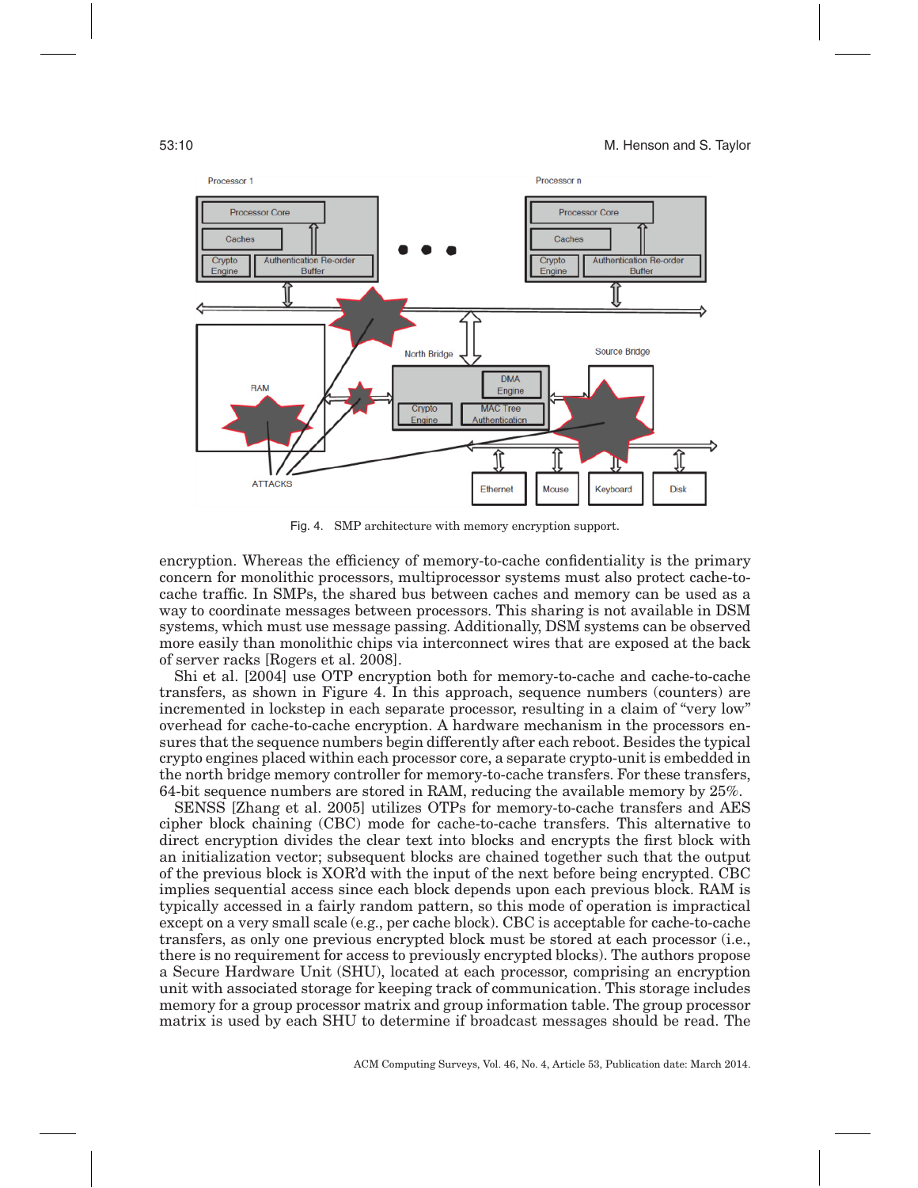Fig. 4. SMP architecture with memory encryption support.

encryption. Whereas the efficiency of memory-to-cache confidentiality is the primary concern for monolithic processors, multiprocessor systems must also protect cache-to-cache traffic. In SMPs, the shared bus between caches and memory can be used as a way to coordinate messages between processors. This sharing is not available in DSM systems, which must use message passing. Additionally, DSM systems can be observed more easily than monolithic chips via interconnect wires that are exposed at the back of server racks [Rogers et al. 2008].

Shi et al. [2004] use OTP encryption both for memory-to-cache and cache-to-cache transfers, as shown in Figure 4. In this approach, sequence numbers (counters) are incremented in lockstep in each separate processor, resulting in a claim of "very low" overhead for cache-to-cache encryption. A hardware mechanism in the processors ensures that the sequence numbers begin differently after each reboot. Besides the typical crypto engines placed within each processor core, a separate crypto-unit is embedded in the north bridge memory controller for memory-to-cache transfers. For these transfers, 64-bit sequence numbers are stored in RAM, reducing the available memory by 25%.

SENSS [Zhang et al. 2005] utilizes OTPs for memory-to-cache transfers and AES cipher block chaining (CBC) mode for cache-to-cache transfers. This alternative to direct encryption divides the clear text into blocks and encrypts the first block with an initialization vector; subsequent blocks are chained together such that the output of the previous block is XOR'd with the input of the next before being encrypted. CBC implies sequential access since each block depends upon each previous block. RAM is typically accessed in a fairly random pattern, so this mode of operation is impractical except on a very small scale (e.g., per cache block). CBC is acceptable for cache-to-cache transfers, as only one previous encrypted block must be stored at each processor (i.e., there is no requirement for access to previously encrypted blocks). The authors propose a Secure Hardware Unit (SHU), located at each processor, comprising an encryption unit with associated storage for keeping track of communication. This storage includes memory for a group processor matrix and group information table. The group processor matrix is used by each SHU to determine if broadcast messages should be read. The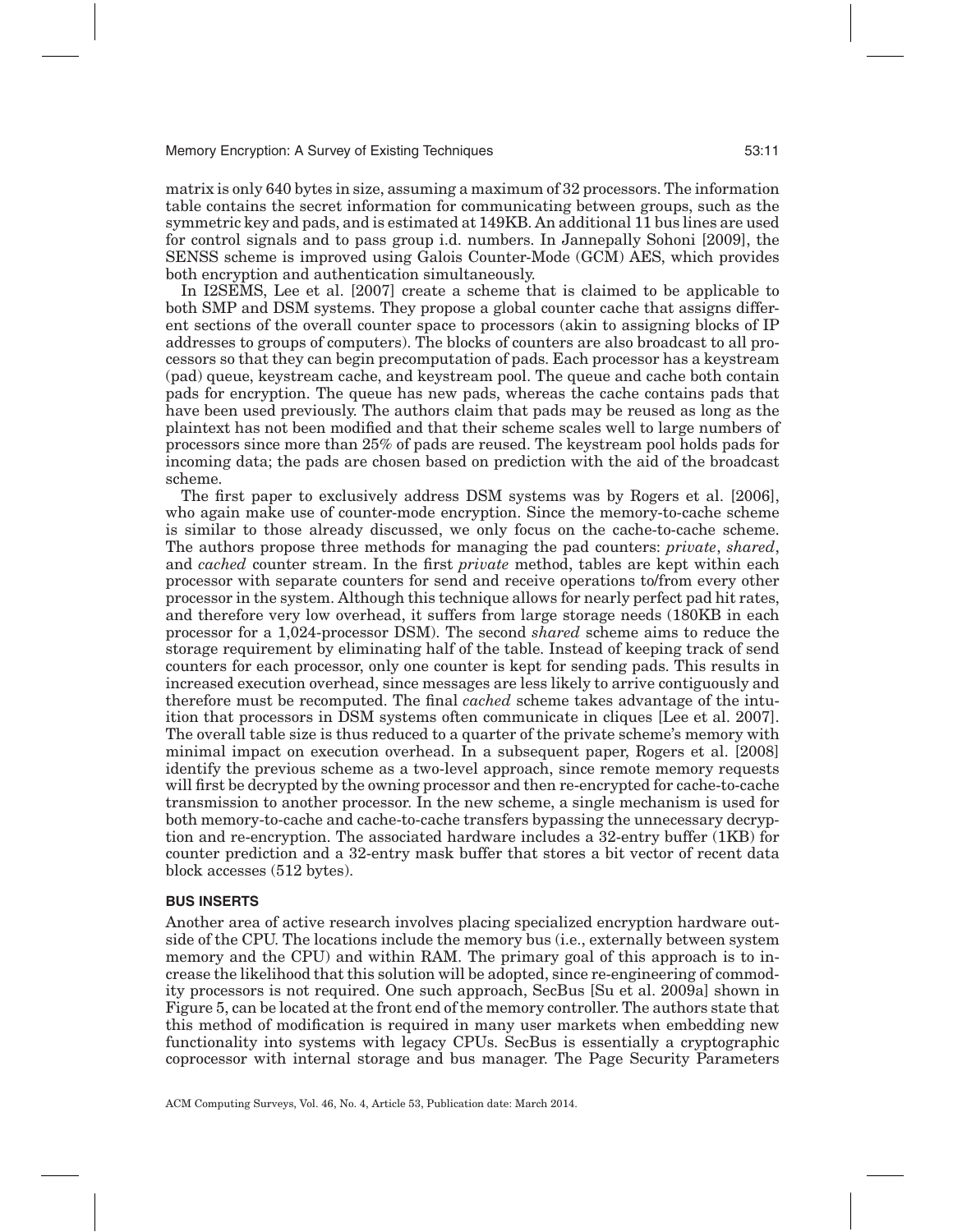matrix is only 640 bytes in size, assuming a maximum of 32 processors. The information table contains the secret information for communicating between groups, such as the symmetric key and pads, and is estimated at 149KB. An additional 11 bus lines are used for control signals and to pass group i.d. numbers. In Jannepally Sohoni [2009], the SENSS scheme is improved using Galois Counter-Mode (GCM) AES, which provides both encryption and authentication simultaneously.

In I2SEMS, Lee et al. [2007] create a scheme that is claimed to be applicable to both SMP and DSM systems. They propose a global counter cache that assigns different sections of the overall counter space to processors (akin to assigning blocks of IP addresses to groups of computers). The blocks of counters are also broadcast to all processors so that they can begin precomputation of pads. Each processor has a keystream (pad) queue, keystream cache, and keystream pool. The queue and cache both contain pads for encryption. The queue has new pads, whereas the cache contains pads that have been used previously. The authors claim that pads may be reused as long as the plaintext has not been modified and that their scheme scales well to large numbers of processors since more than 25% of pads are reused. The keystream pool holds pads for incoming data; the pads are chosen based on prediction with the aid of the broadcast scheme.

The first paper to exclusively address DSM systems was by Rogers et al. [2006], who again make use of counter-mode encryption. Since the memory-to-cache scheme is similar to those already discussed, we only focus on the cache-to-cache scheme. The authors propose three methods for managing the pad counters: *private*, *shared*, and *cached* counter stream. In the first *private* method, tables are kept within each processor with separate counters for send and receive operations to/from every other processor in the system. Although this technique allows for nearly perfect pad hit rates, and therefore very low overhead, it suffers from large storage needs (180KB in each processor for a 1,024-processor DSM). The second *shared* scheme aims to reduce the storage requirement by eliminating half of the table. Instead of keeping track of send counters for each processor, only one counter is kept for sending pads. This results in increased execution overhead, since messages are less likely to arrive contiguously and therefore must be recomputed. The final *cached* scheme takes advantage of the intuition that processors in DSM systems often communicate in cliques [Lee et al. 2007]. The overall table size is thus reduced to a quarter of the private scheme's memory with minimal impact on execution overhead. In a subsequent paper, Rogers et al. [2008] identify the previous scheme as a two-level approach, since remote memory requests will first be decrypted by the owning processor and then re-encrypted for cache-to-cache transmission to another processor. In the new scheme, a single mechanism is used for both memory-to-cache and cache-to-cache transfers bypassing the unnecessary decryption and re-encryption. The associated hardware includes a 32-entry buffer (1KB) for counter prediction and a 32-entry mask buffer that stores a bit vector of recent data block accesses (512 bytes).

## BUS INSERTS

Another area of active research involves placing specialized encryption hardware outside of the CPU. The locations include the memory bus (i.e., externally between system memory and the CPU) and within RAM. The primary goal of this approach is to increase the likelihood that this solution will be adopted, since re-engineering of commodity processors is not required. One such approach, SecBus [Su et al. 2009a] shown in Figure 5, can be located at the front end of the memory controller. The authors state that this method of modification is required in many user markets when embedding new functionality into systems with legacy CPUs. SecBus is essentially a cryptographic coprocessor with internal storage and bus manager. The Page Security Parameters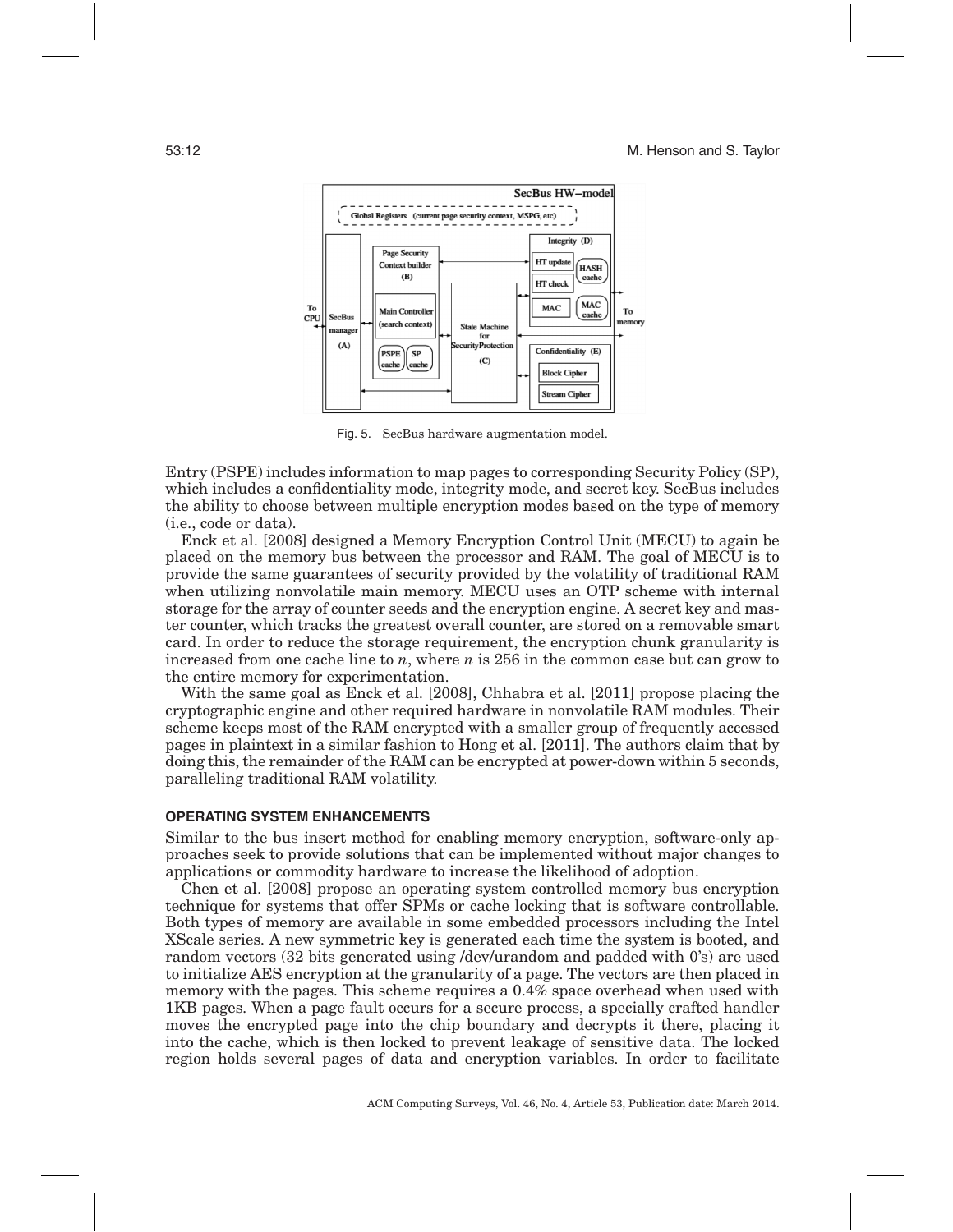Fig. 5. SecBus hardware augmentation model.

Entry (PSPE) includes information to map pages to corresponding Security Policy (SP), which includes a confidentiality mode, integrity mode, and secret key. SecBus includes the ability to choose between multiple encryption modes based on the type of memory (i.e., code or data).

Enck et al. [2008] designed a Memory Encryption Control Unit (MECU) to again be placed on the memory bus between the processor and RAM. The goal of MECU is to provide the same guarantees of security provided by the volatility of traditional RAM when utilizing nonvolatile main memory. MECU uses an OTP scheme with internal storage for the array of counter seeds and the encryption engine. A secret key and master counter, which tracks the greatest overall counter, are stored on a removable smart card. In order to reduce the storage requirement, the encryption chunk granularity is increased from one cache line to $n$, where $n$ is 256 in the common case but can grow to the entire memory for experimentation.

With the same goal as Enck et al. [2008], Chhabra et al. [2011] propose placing the cryptographic engine and other required hardware in nonvolatile RAM modules. Their scheme keeps most of the RAM encrypted with a smaller group of frequently accessed pages in plaintext in a similar fashion to Hong et al. [2011]. The authors claim that by doing this, the remainder of the RAM can be encrypted at power-down within 5 seconds, paralleling traditional RAM volatility.

## OPERATING SYSTEM ENHANCEMENTS

Similar to the bus insert method for enabling memory encryption, software-only approaches seek to provide solutions that can be implemented without major changes to applications or commodity hardware to increase the likelihood of adoption.

Chen et al. [2008] propose an operating system controlled memory bus encryption technique for systems that offer SPMs or cache locking that is software controllable. Both types of memory are available in some embedded processors including the Intel XScale series. A new symmetric key is generated each time the system is booted, and random vectors (32 bits generated using /dev/urandom and padded with 0's) are used to initialize AES encryption at the granularity of a page. The vectors are then placed in memory with the pages. This scheme requires a 0.4% space overhead when used with 1KB pages. When a page fault occurs for a secure process, a specially crafted handler moves the encrypted page into the chip boundary and decrypts it there, placing it into the cache, which is then locked to prevent leakage of sensitive data. The locked region holds several pages of data and encryption variables. In order to facilitate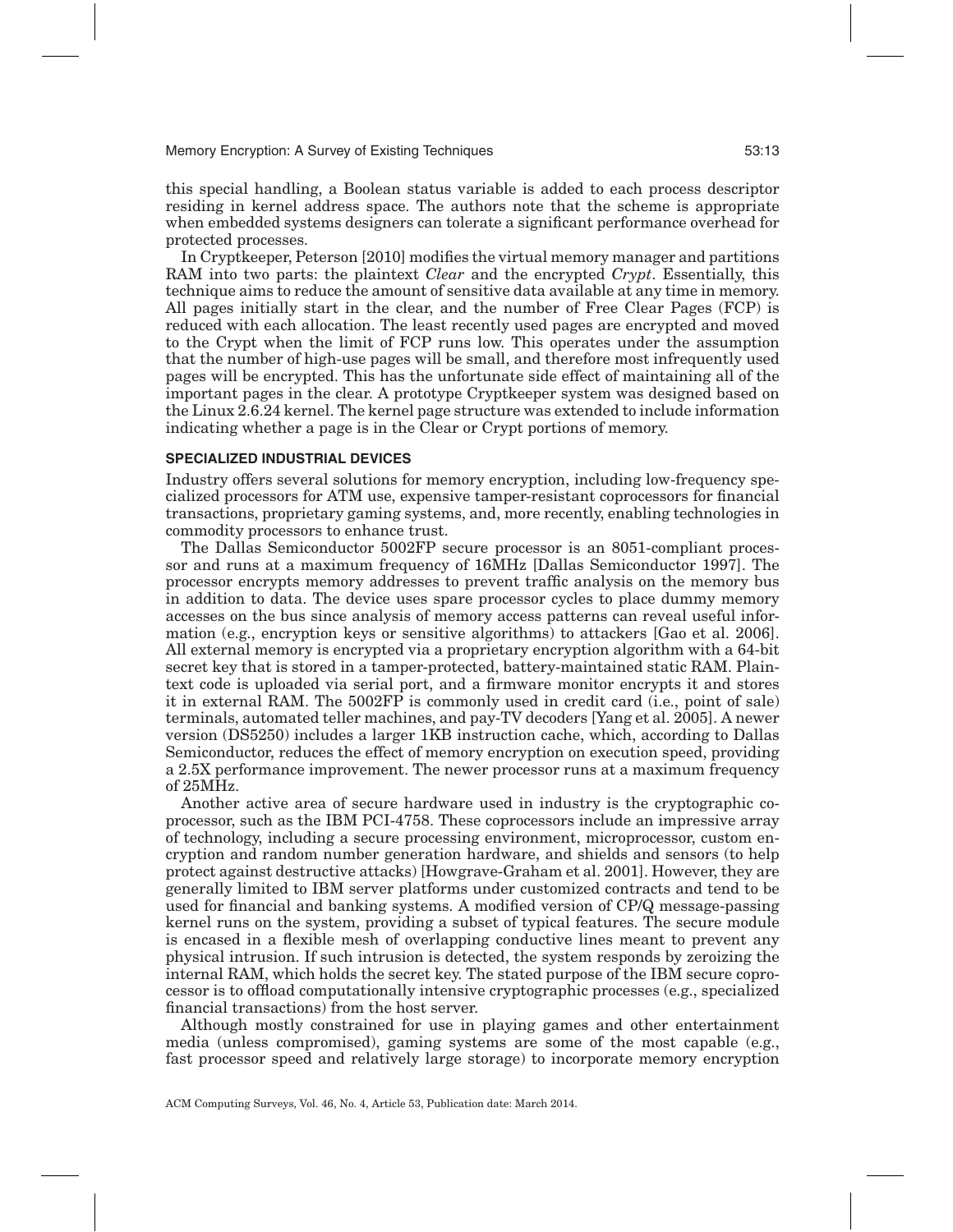this special handling, a Boolean status variable is added to each process descriptor residing in kernel address space. The authors note that the scheme is appropriate when embedded systems designers can tolerate a significant performance overhead for protected processes.

In Cryptkeeper, Peterson [2010] modifies the virtual memory manager and partitions RAM into two parts: the plaintext *Clear* and the encrypted *Crypt*. Essentially, this technique aims to reduce the amount of sensitive data available at any time in memory. All pages initially start in the clear, and the number of Free Clear Pages (FCP) is reduced with each allocation. The least recently used pages are encrypted and moved to the Crypt when the limit of FCP runs low. This operates under the assumption that the number of high-use pages will be small, and therefore most infrequently used pages will be encrypted. This has the unfortunate side effect of maintaining all of the important pages in the clear. A prototype Cryptkeeper system was designed based on the Linux 2.6.24 kernel. The kernel page structure was extended to include information indicating whether a page is in the Clear or Crypt portions of memory.

## SPECIALIZED INDUSTRIAL DEVICES

Industry offers several solutions for memory encryption, including low-frequency specialized processors for ATM use, expensive tamper-resistant coprocessors for financial transactions, proprietary gaming systems, and, more recently, enabling technologies in commodity processors to enhance trust.

The Dallas Semiconductor 5002FP secure processor is an 8051-compliant processor and runs at a maximum frequency of 16MHz [Dallas Semiconductor 1997]. The processor encrypts memory addresses to prevent traffic analysis on the memory bus in addition to data. The device uses spare processor cycles to place dummy memory accesses on the bus since analysis of memory access patterns can reveal useful information (e.g., encryption keys or sensitive algorithms) to attackers [Gao et al. 2006]. All external memory is encrypted via a proprietary encryption algorithm with a 64-bit secret key that is stored in a tamper-protected, battery-maintained static RAM. Plaintext code is uploaded via serial port, and a firmware monitor encrypts it and stores it in external RAM. The 5002FP is commonly used in credit card (i.e., point of sale) terminals, automated teller machines, and pay-TV decoders [Yang et al. 2005]. A newer version (DS5250) includes a larger 1KB instruction cache, which, according to Dallas Semiconductor, reduces the effect of memory encryption on execution speed, providing a 2.5X performance improvement. The newer processor runs at a maximum frequency of 25MHz.

Another active area of secure hardware used in industry is the cryptographic coprocessor, such as the IBM PCI-4758. These coprocessors include an impressive array of technology, including a secure processing environment, microprocessor, custom encryption and random number generation hardware, and shields and sensors (to help protect against destructive attacks) [Howgrave-Graham et al. 2001]. However, they are generally limited to IBM server platforms under customized contracts and tend to be used for financial and banking systems. A modified version of CP/Q message-passing kernel runs on the system, providing a subset of typical features. The secure module is encased in a flexible mesh of overlapping conductive lines meant to prevent any physical intrusion. If such intrusion is detected, the system responds by zeroizing the internal RAM, which holds the secret key. The stated purpose of the IBM secure coprocessor is to offload computationally intensive cryptographic processes (e.g., specialized financial transactions) from the host server.

Although mostly constrained for use in playing games and other entertainment media (unless compromised), gaming systems are some of the most capable (e.g., fast processor speed and relatively large storage) to incorporate memory encryption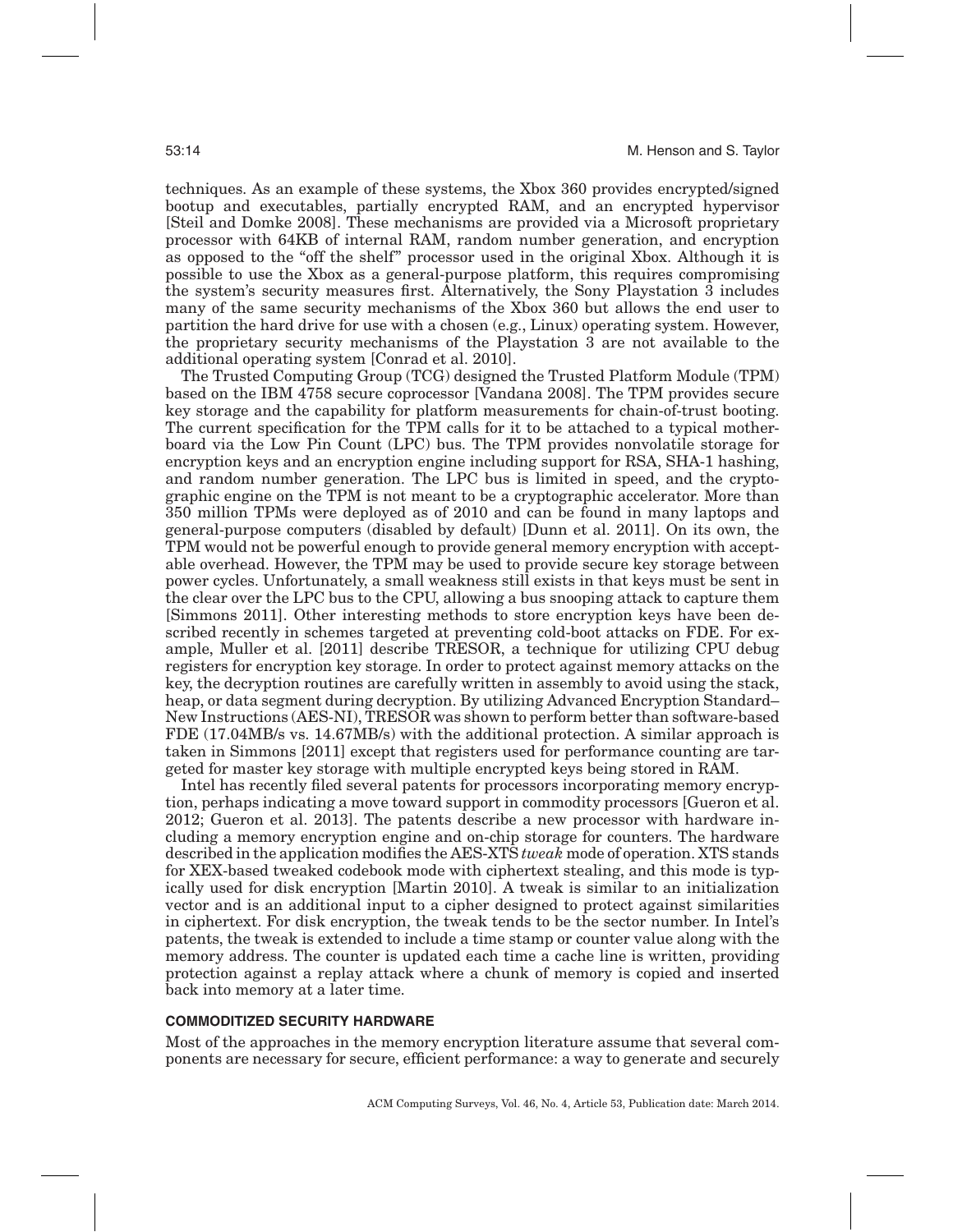techniques. As an example of these systems, the Xbox 360 provides encrypted/signed bootup and executables, partially encrypted RAM, and an encrypted hypervisor [Steil and Domke 2008]. These mechanisms are provided via a Microsoft proprietary processor with 64KB of internal RAM, random number generation, and encryption as opposed to the "off the shelf" processor used in the original Xbox. Although it is possible to use the Xbox as a general-purpose platform, this requires compromising the system's security measures first. Alternatively, the Sony Playstation 3 includes many of the same security mechanisms of the Xbox 360 but allows the end user to partition the hard drive for use with a chosen (e.g., Linux) operating system. However, the proprietary security mechanisms of the Playstation 3 are not available to the additional operating system [Conrad et al. 2010].

The Trusted Computing Group (TCG) designed the Trusted Platform Module (TPM) based on the IBM 4758 secure coprocessor [Vandana 2008]. The TPM provides secure key storage and the capability for platform measurements for chain-of-trust booting. The current specification for the TPM calls for it to be attached to a typical motherboard via the Low Pin Count (LPC) bus. The TPM provides nonvolatile storage for encryption keys and an encryption engine including support for RSA, SHA-1 hashing, and random number generation. The LPC bus is limited in speed, and the cryptographic engine on the TPM is not meant to be a cryptographic accelerator. More than 350 million TPMs were deployed as of 2010 and can be found in many laptops and general-purpose computers (disabled by default) [Dunn et al. 2011]. On its own, the TPM would not be powerful enough to provide general memory encryption with acceptable overhead. However, the TPM may be used to provide secure key storage between power cycles. Unfortunately, a small weakness still exists in that keys must be sent in the clear over the LPC bus to the CPU, allowing a bus snooping attack to capture them [Simmons 2011]. Other interesting methods to store encryption keys have been described recently in schemes targeted at preventing cold-boot attacks on FDE. For example, Muller et al. [2011] describe TRESOR, a technique for utilizing CPU debug registers for encryption key storage. In order to protect against memory attacks on the key, the decryption routines are carefully written in assembly to avoid using the stack, heap, or data segment during decryption. By utilizing Advanced Encryption Standard–New Instructions (AES-NI), TRESOR was shown to perform better than software-based FDE (17.04MB/s vs. 14.67MB/s) with the additional protection. A similar approach is taken in Simmons [2011] except that registers used for performance counting are targeted for master key storage with multiple encrypted keys being stored in RAM.

Intel has recently filed several patents for processors incorporating memory encryption, perhaps indicating a move toward support in commodity processors [Gueron et al. 2012; Gueron et al. 2013]. The patents describe a new processor with hardware including a memory encryption engine and on-chip storage for counters. The hardware described in the application modifies the AES-XTS *tweak* mode of operation. XTS stands for XEX-based tweaked codebook mode with ciphertext stealing, and this mode is typically used for disk encryption [Martin 2010]. A tweak is similar to an initialization vector and is an additional input to a cipher designed to protect against similarities in ciphertext. For disk encryption, the tweak tends to be the sector number. In Intel's patents, the tweak is extended to include a time stamp or counter value along with the memory address. The counter is updated each time a cache line is written, providing protection against a replay attack where a chunk of memory is copied and inserted back into memory at a later time.

## COMMODITIZED SECURITY HARDWARE

Most of the approaches in the memory encryption literature assume that several components are necessary for secure, efficient performance: a way to generate and securely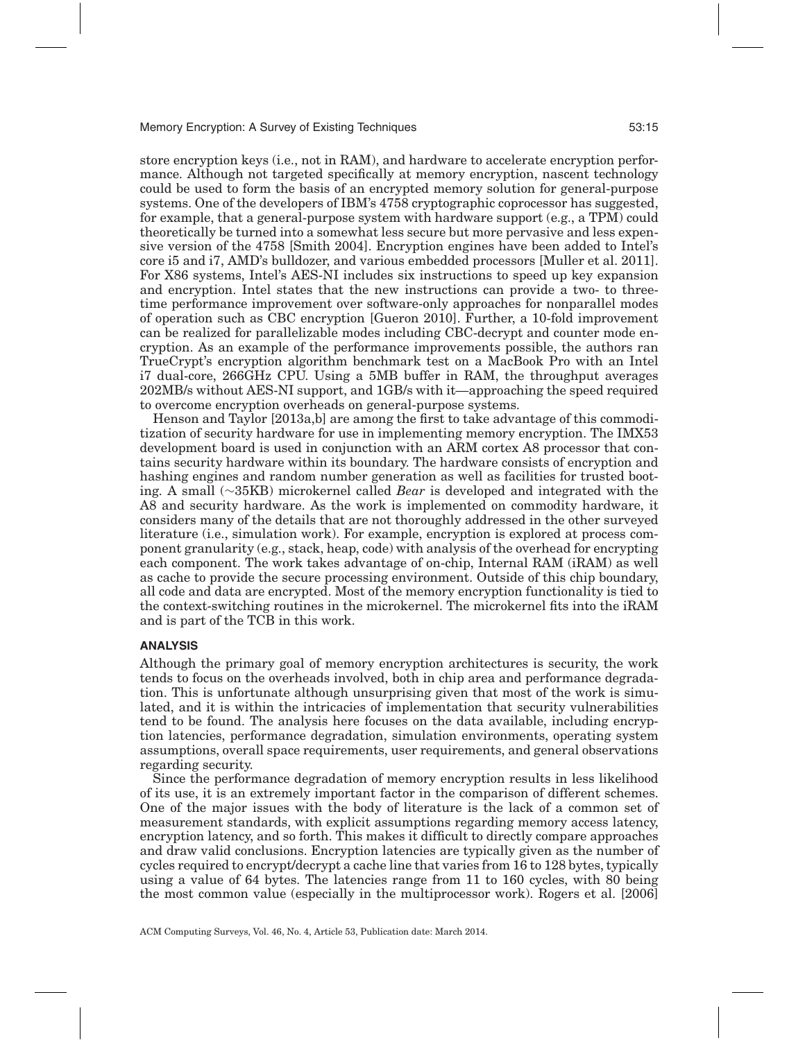store encryption keys (i.e., not in RAM), and hardware to accelerate encryption performance. Although not targeted specifically at memory encryption, nascent technology could be used to form the basis of an encrypted memory solution for general-purpose systems. One of the developers of IBM's 4758 cryptographic coprocessor has suggested, for example, that a general-purpose system with hardware support (e.g., a TPM) could theoretically be turned into a somewhat less secure but more pervasive and less expensive version of the 4758 [Smith 2004]. Encryption engines have been added to Intel's core i5 and i7, AMD's bulldozer, and various embedded processors [Muller et al. 2011]. For X86 systems, Intel's AES-NI includes six instructions to speed up key expansion and encryption. Intel states that the new instructions can provide a two- to three-time performance improvement over software-only approaches for nonparallel modes of operation such as CBC encryption [Gueron 2010]. Further, a 10-fold improvement can be realized for parallelizable modes including CBC-decrypt and counter mode encryption. As an example of the performance improvements possible, the authors ran TrueCrypt's encryption algorithm benchmark test on a MacBook Pro with an Intel i7 dual-core, 266GHz CPU. Using a 5MB buffer in RAM, the throughput averages 202MB/s without AES-NI support, and 1GB/s with it—approaching the speed required to overcome encryption overheads on general-purpose systems.

Henson and Taylor [2013a,b] are among the first to take advantage of this commoditization of security hardware for use in implementing memory encryption. The IMX53 development board is used in conjunction with an ARM cortex A8 processor that contains security hardware within its boundary. The hardware consists of encryption and hashing engines and random number generation as well as facilities for trusted booting. A small (∼35KB) microkernel called *Bear* is developed and integrated with the A8 and security hardware. As the work is implemented on commodity hardware, it considers many of the details that are not thoroughly addressed in the other surveyed literature (i.e., simulation work). For example, encryption is explored at process component granularity (e.g., stack, heap, code) with analysis of the overhead for encrypting each component. The work takes advantage of on-chip, Internal RAM (iRAM) as well as cache to provide the secure processing environment. Outside of this chip boundary, all code and data are encrypted. Most of the memory encryption functionality is tied to the context-switching routines in the microkernel. The microkernel fits into the iRAM and is part of the TCB in this work.

## ANALYSIS

Although the primary goal of memory encryption architectures is security, the work tends to focus on the overheads involved, both in chip area and performance degradation. This is unfortunate although unsurprising given that most of the work is simulated, and it is within the intricacies of implementation that security vulnerabilities tend to be found. The analysis here focuses on the data available, including encryption latencies, performance degradation, simulation environments, operating system assumptions, overall space requirements, user requirements, and general observations regarding security.

Since the performance degradation of memory encryption results in less likelihood of its use, it is an extremely important factor in the comparison of different schemes. One of the major issues with the body of literature is the lack of a common set of measurement standards, with explicit assumptions regarding memory access latency, encryption latency, and so forth. This makes it difficult to directly compare approaches and draw valid conclusions. Encryption latencies are typically given as the number of cycles required to encrypt/decrypt a cache line that varies from 16 to 128 bytes, typically using a value of 64 bytes. The latencies range from 11 to 160 cycles, with 80 being the most common value (especially in the multiprocessor work). Rogers et al. [2006]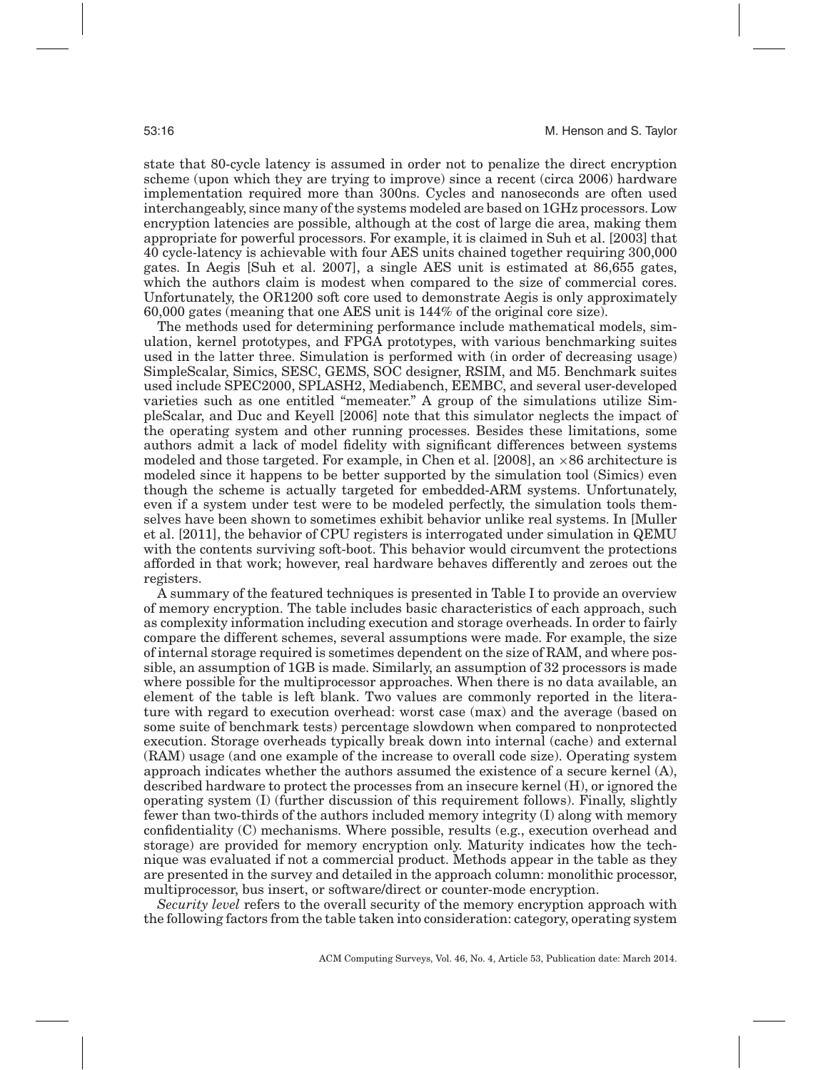state that 80-cycle latency is assumed in order not to penalize the direct encryption scheme (upon which they are trying to improve) since a recent (circa 2006) hardware implementation required more than 300ns. Cycles and nanoseconds are often used interchangeably, since many of the systems modeled are based on 1GHz processors. Low encryption latencies are possible, although at the cost of large die area, making them appropriate for powerful processors. For example, it is claimed in Suh et al. [2003] that 40 cycle-latency is achievable with four AES units chained together requiring 300,000 gates. In Aegis [Suh et al. 2007], a single AES unit is estimated at 86,655 gates, which the authors claim is modest when compared to the size of commercial cores. Unfortunately, the OR1200 soft core used to demonstrate Aegis is only approximately 60,000 gates (meaning that one AES unit is 144% of the original core size).

The methods used for determining performance include mathematical models, simulation, kernel prototypes, and FPGA prototypes, with various benchmarking suites used in the latter three. Simulation is performed with (in order of decreasing usage) SimpleScalar, Simics, SESC, GEMS, SOC designer, RSIM, and M5. Benchmark suites used include SPEC2000, SPLASH2, Mediabench, EEMBC, and several user-developed varieties such as one entitled "memeater." A group of the simulations utilize SimpleScalar, and Duc and Keyell [2006] note that this simulator neglects the impact of the operating system and other running processes. Besides these limitations, some authors admit a lack of model fidelity with significant differences between systems modeled and those targeted. For example, in Chen et al. [2008], an $\times 86$ architecture is modeled since it happens to be better supported by the simulation tool (Simics) even though the scheme is actually targeted for embedded-ARM systems. Unfortunately, even if a system under test were to be modeled perfectly, the simulation tools themselves have been shown to sometimes exhibit behavior unlike real systems. In [Muller et al. [2011], the behavior of CPU registers is interrogated under simulation in QEMU with the contents surviving soft-boot. This behavior would circumvent the protections afforded in that work; however, real hardware behaves differently and zeroes out the registers.

A summary of the featured techniques is presented in Table I to provide an overview of memory encryption. The table includes basic characteristics of each approach, such as complexity information including execution and storage overheads. In order to fairly compare the different schemes, several assumptions were made. For example, the size of internal storage required is sometimes dependent on the size of RAM, and where possible, an assumption of 1GB is made. Similarly, an assumption of 32 processors is made where possible for the multiprocessor approaches. When there is no data available, an element of the table is left blank. Two values are commonly reported in the literature with regard to execution overhead: worst case (max) and the average (based on some suite of benchmark tests) percentage slowdown when compared to nonprotected execution. Storage overheads typically break down into internal (cache) and external (RAM) usage (and one example of the increase to overall code size). Operating system approach indicates whether the authors assumed the existence of a secure kernel (A), described hardware to protect the processes from an insecure kernel (H), or ignored the operating system (I) (further discussion of this requirement follows). Finally, slightly fewer than two-thirds of the authors included memory integrity (I) along with memory confidentiality (C) mechanisms. Where possible, results (e.g., execution overhead and storage) are provided for memory encryption only. Maturity indicates how the technique was evaluated if not a commercial product. Methods appear in the table as they are presented in the survey and detailed in the approach column: monolithic processor, multiprocessor, bus insert, or software/direct or counter-mode encryption.

*Security level* refers to the overall security of the memory encryption approach with the following factors from the table taken into consideration: category, operating system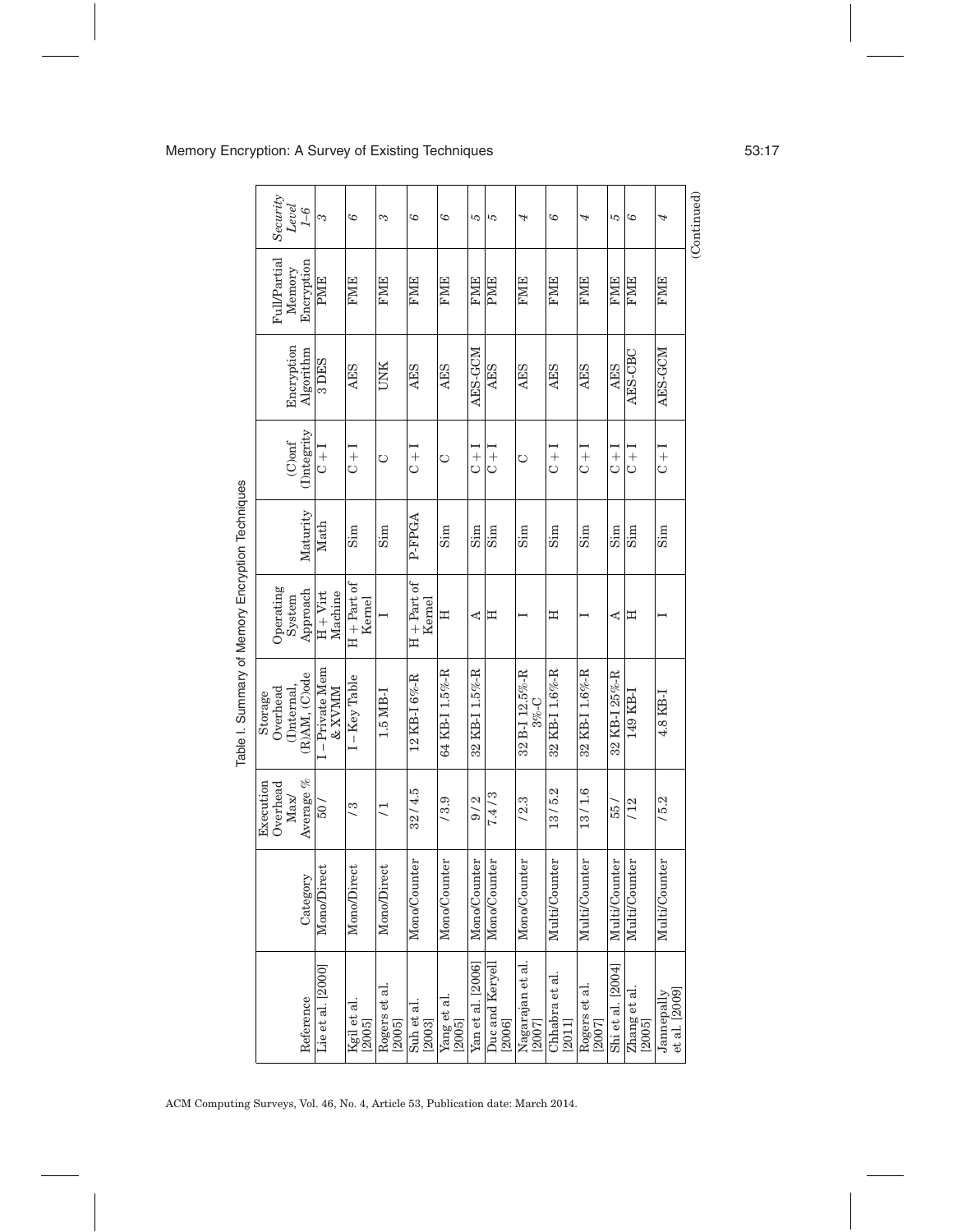Table I. Summary of Memory Encryption Techniques

| Reference | Category | Execution Overhead Max/ Average % | Storage Overhead (I)nternal, (R)AM, (C)ode | Operating System Approach | Maturity | (C)onf (I)ntegrity | Encryption Algorithm | Full/Partial Memory Encryption | *Security Level 1–6* |
|---|---|---|---|---|---|---|---|---|---|
| Lie et al. [2000] | Mono/Direct | 50 / | I – Private Mem & XVMM | H + Virt Machine | Math | C + I | 3 DES | PME | *3* |
| Kgil et al. [2005] | Mono/Direct | / 3 | I – Key Table | H + Part of Kernel | Sim | C + I | AES | FME | *6* |
| Rogers et al. [2005] | Mono/Direct | / 1 | 1.5 MB-I | I | Sim | C | UNK | FME | *3* |
| Suh et al. [2003] | Mono/Counter | 32 / 4.5 | 12 KB-I 6%-R | H + Part of Kernel | P-FPGA | C + I | AES | FME | *6* |
| Yang et al. [2005] | Mono/Counter | / 3.9 | 64 KB-I 1.5%-R | H | Sim | C | AES | FME | *6* |
| Yan et al. [2006] | Mono/Counter | 9 / 2 | 32 KB-I 1.5%-R | A | Sim | C + I | AES-GCM | FME | *5* |
| Duc and Keryell [2006] | Mono/Counter | 7.4 / 3 | | H | Sim | C + I | AES | PME | *5* |
| Nagarajan et al. [2007] | Mono/Counter | / 2.3 | 32 B-I 12.5%-R 3%-C | I | Sim | C | AES | FME | *4* |
| Chhabra et al. [2011] | Multi/Counter | 13 / 5.2 | 32 KB-I 1.6%-R | H | Sim | C + I | AES | FME | *6* |
| Rogers et al. [2007] | Multi/Counter | 13 / 1.6 | 32 KB-I 1.6%-R | I | Sim | C + I | AES | FME | *4* |
| Shi et al. [2004] | Multi/Counter | 55 / | 32 KB-I 25%-R | A | Sim | C + I | AES | FME | *5* |
| Zhang et al. [2005] | Multi/Counter | / 12 | 149 KB-I | H | Sim | C + I | AES-CBC | FME | *6* |
| Jannepally et al. [2009] | Multi/Counter | / 5.2 | 4.8 KB-I | I | Sim | C + I | AES-GCM | FME | *4* |

(Continued)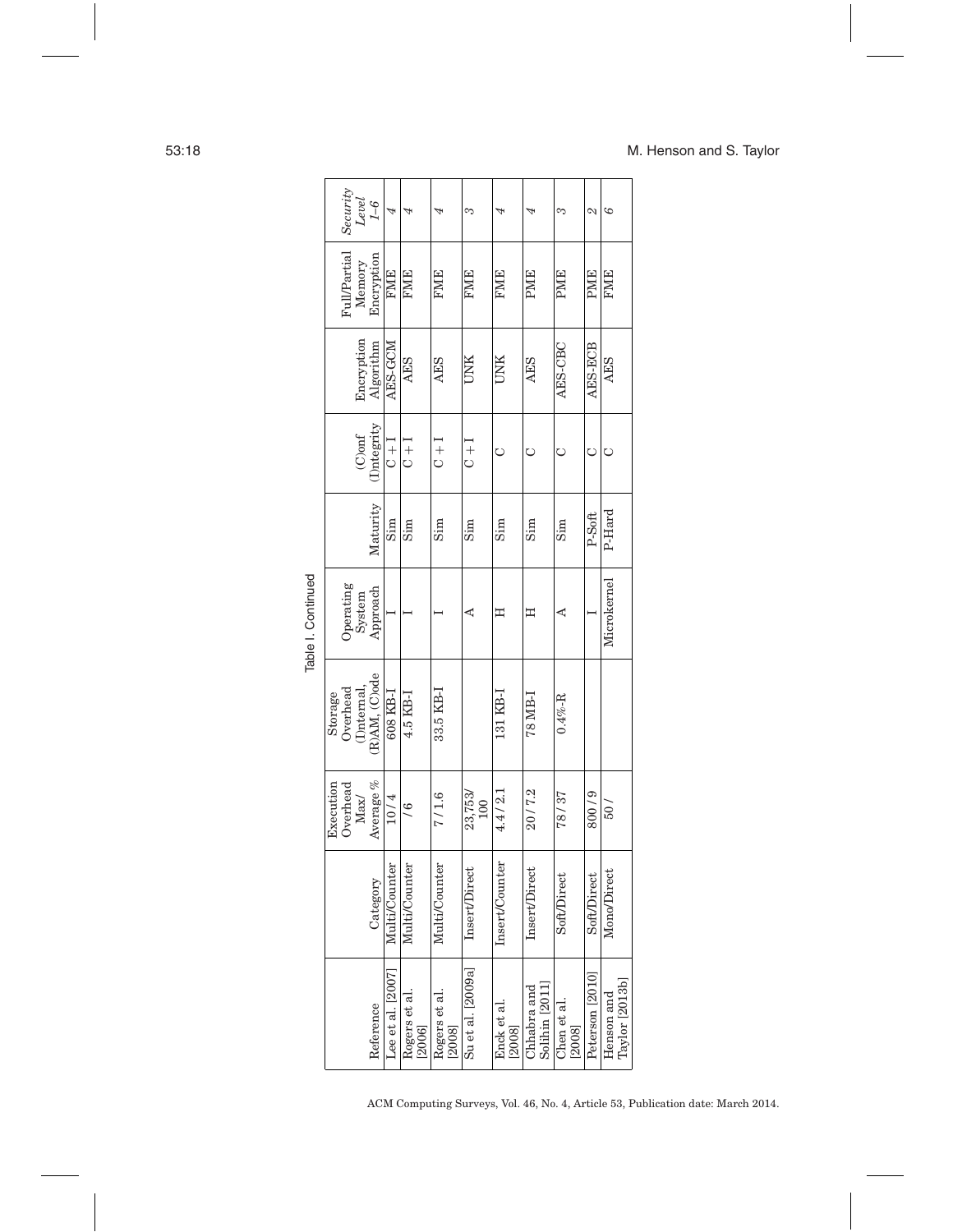Table I. Continued

| Reference | Category | Execution Overhead Max/ Average % | Storage Overhead (I)nternal, (R)AM, (C)ode | Operating System Approach | Maturity | (C)onf (I)ntegrity | Encryption Algorithm | Full/Partial Memory Encryption | *Security Level 1–6* |
|---|---|---|---|---|---|---|---|---|---|
| Lee et al. [2007] | Multi/Counter | 10 / 4 | 608 KB-I | I | Sim | C + I | AES-GCM | FME | *4* |
| Rogers et al. [2006] | Multi/Counter | / 6 | 4.5 KB-I | I | Sim | C + I | AES | FME | *4* |
| Rogers et al. [2008] | Multi/Counter | 7 / 1.6 | 33.5 KB-I | I | Sim | C + I | AES | FME | *4* |
| Su et al. [2009a] | Insert/Direct | 23,753/ 100 | | A | Sim | C + I | UNK | FME | *3* |
| Enck et al. [2008] | Insert/Counter | 4.4 / 2.1 | 131 KB-I | H | Sim | C | UNK | FME | *4* |
| Chhabra and Solihin [2011] | Insert/Direct | 20 / 7.2 | 78 MB-I | H | Sim | C | AES | PME | *4* |
| Chen et al. [2008] | Soft/Direct | 78 / 37 | 0.4%-R | A | Sim | C | AES-CBC | PME | *3* |
| Peterson [2010] | Soft/Direct | 800 / 9 | | I | P-Soft | C | AES-ECB | PME | *2* |
| Henson and Taylor [2013b] | Mono/Direct | 50 / | | Microkernel | P-Hard | C | AES | FME | *6* |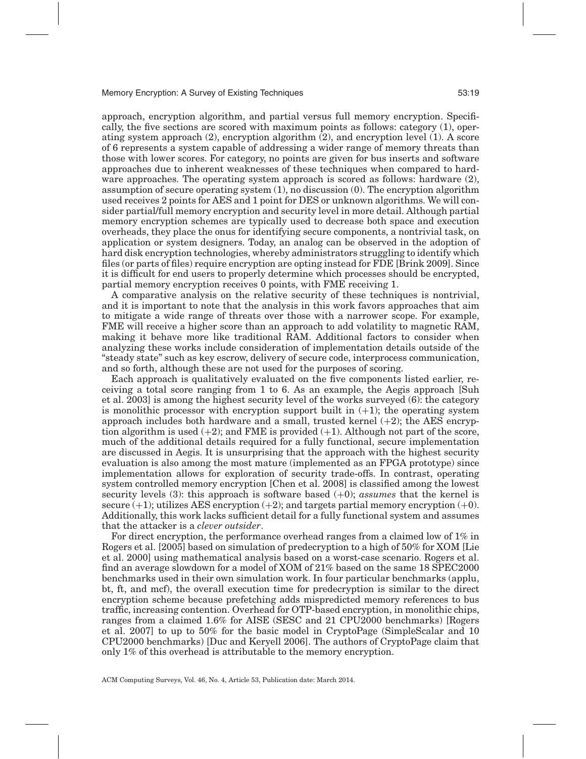approach, encryption algorithm, and partial versus full memory encryption. Specifically, the five sections are scored with maximum points as follows: category (1), operating system approach (2), encryption algorithm (2), and encryption level (1). A score of 6 represents a system capable of addressing a wider range of memory threats than those with lower scores. For category, no points are given for bus inserts and software approaches due to inherent weaknesses of these techniques when compared to hardware approaches. The operating system approach is scored as follows: hardware (2), assumption of secure operating system (1), no discussion (0). The encryption algorithm used receives 2 points for AES and 1 point for DES or unknown algorithms. We will consider partial/full memory encryption and security level in more detail. Although partial memory encryption schemes are typically used to decrease both space and execution overheads, they place the onus for identifying secure components, a nontrivial task, on application or system designers. Today, an analog can be observed in the adoption of hard disk encryption technologies, whereby administrators struggling to identify which files (or parts of files) require encryption are opting instead for FDE [Brink 2009]. Since it is difficult for end users to properly determine which processes should be encrypted, partial memory encryption receives 0 points, with FME receiving 1.

A comparative analysis on the relative security of these techniques is nontrivial, and it is important to note that the analysis in this work favors approaches that aim to mitigate a wide range of threats over those with a narrower scope. For example, FME will receive a higher score than an approach to add volatility to magnetic RAM, making it behave more like traditional RAM. Additional factors to consider when analyzing these works include consideration of implementation details outside of the "steady state" such as key escrow, delivery of secure code, interprocess communication, and so forth, although these are not used for the purposes of scoring.

Each approach is qualitatively evaluated on the five components listed earlier, receiving a total score ranging from 1 to 6. As an example, the Aegis approach [Suh et al. 2003] is among the highest security level of the works surveyed (6): the category is monolithic processor with encryption support built in (+1); the operating system approach includes both hardware and a small, trusted kernel (+2); the AES encryption algorithm is used (+2); and FME is provided (+1). Although not part of the score, much of the additional details required for a fully functional, secure implementation are discussed in Aegis. It is unsurprising that the approach with the highest security evaluation is also among the most mature (implemented as an FPGA prototype) since implementation allows for exploration of security trade-offs. In contrast, operating system controlled memory encryption [Chen et al. 2008] is classified among the lowest security levels (3): this approach is software based (+0); *assumes* that the kernel is secure (+1); utilizes AES encryption (+2); and targets partial memory encryption (+0). Additionally, this work lacks sufficient detail for a fully functional system and assumes that the attacker is a *clever outsider*.

For direct encryption, the performance overhead ranges from a claimed low of 1% in Rogers et al. [2005] based on simulation of predecryption to a high of 50% for XOM [Lie et al. 2000] using mathematical analysis based on a worst-case scenario. Rogers et al. find an average slowdown for a model of XOM of 21% based on the same 18 SPEC2000 benchmarks used in their own simulation work. In four particular benchmarks (applu, bt, ft, and mcf), the overall execution time for predecryption is similar to the direct encryption scheme because prefetching adds mispredicted memory references to bus traffic, increasing contention. Overhead for OTP-based encryption, in monolithic chips, ranges from a claimed 1.6% for AISE (SESC and 21 CPU2000 benchmarks) [Rogers et al. 2007] to up to 50% for the basic model in CryptoPage (SimpleScalar and 10 CPU2000 benchmarks) [Duc and Keryell 2006]. The authors of CryptoPage claim that only 1% of this overhead is attributable to the memory encryption.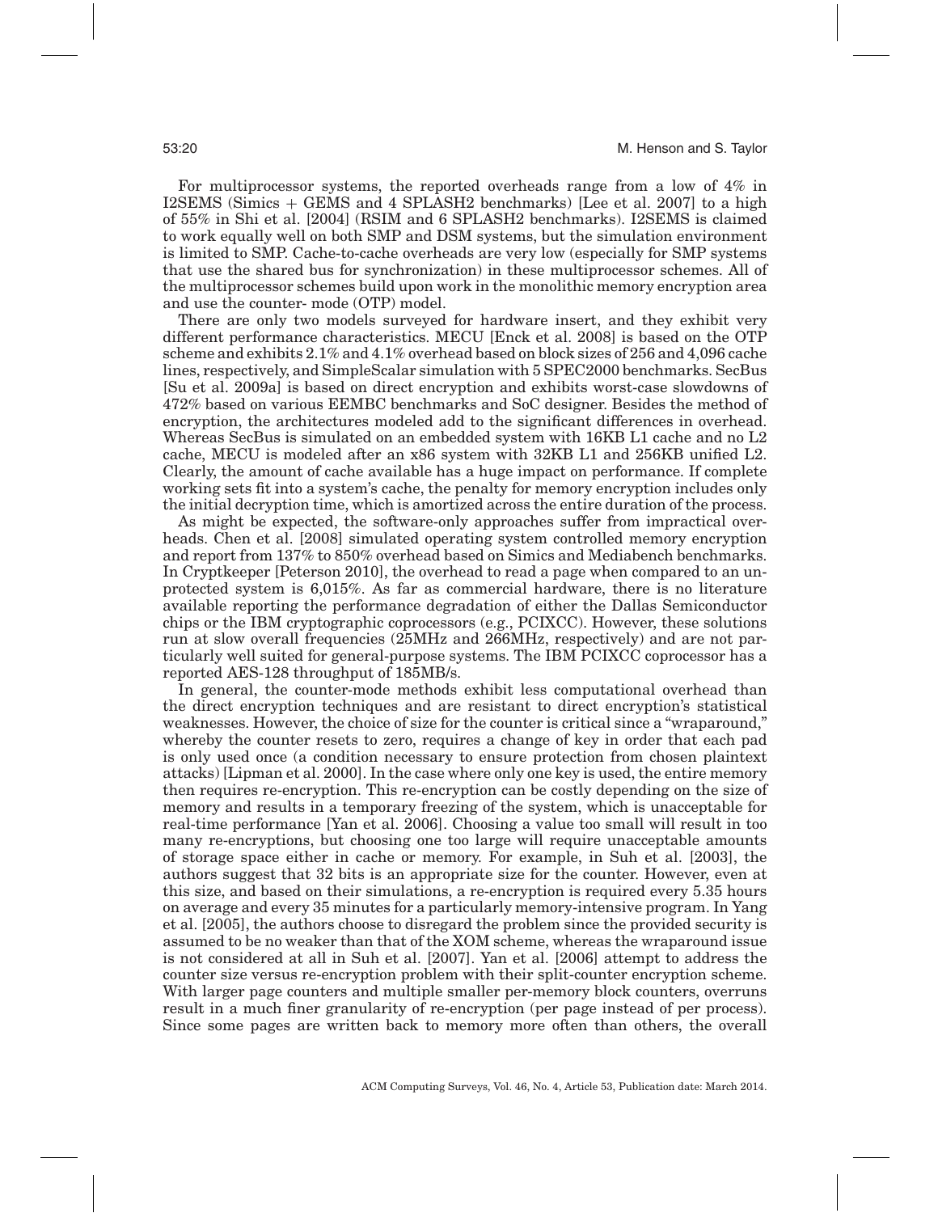For multiprocessor systems, the reported overheads range from a low of 4% in I2SEMS (Simics + GEMS and 4 SPLASH2 benchmarks) [Lee et al. 2007] to a high of 55% in Shi et al. [2004] (RSIM and 6 SPLASH2 benchmarks). I2SEMS is claimed to work equally well on both SMP and DSM systems, but the simulation environment is limited to SMP. Cache-to-cache overheads are very low (especially for SMP systems that use the shared bus for synchronization) in these multiprocessor schemes. All of the multiprocessor schemes build upon work in the monolithic memory encryption area and use the counter- mode (OTP) model.

There are only two models surveyed for hardware insert, and they exhibit very different performance characteristics. MECU [Enck et al. 2008] is based on the OTP scheme and exhibits 2.1% and 4.1% overhead based on block sizes of 256 and 4,096 cache lines, respectively, and SimpleScalar simulation with 5 SPEC2000 benchmarks. SecBus [Su et al. 2009a] is based on direct encryption and exhibits worst-case slowdowns of 472% based on various EEMBC benchmarks and SoC designer. Besides the method of encryption, the architectures modeled add to the significant differences in overhead. Whereas SecBus is simulated on an embedded system with 16KB L1 cache and no L2 cache, MECU is modeled after an x86 system with 32KB L1 and 256KB unified L2. Clearly, the amount of cache available has a huge impact on performance. If complete working sets fit into a system's cache, the penalty for memory encryption includes only the initial decryption time, which is amortized across the entire duration of the process.

As might be expected, the software-only approaches suffer from impractical overheads. Chen et al. [2008] simulated operating system controlled memory encryption and report from 137% to 850% overhead based on Simics and Mediabench benchmarks. In Cryptkeeper [Peterson 2010], the overhead to read a page when compared to an unprotected system is 6,015%. As far as commercial hardware, there is no literature available reporting the performance degradation of either the Dallas Semiconductor chips or the IBM cryptographic coprocessors (e.g., PCIXCC). However, these solutions run at slow overall frequencies (25MHz and 266MHz, respectively) and are not particularly well suited for general-purpose systems. The IBM PCIXCC coprocessor has a reported AES-128 throughput of 185MB/s.

In general, the counter-mode methods exhibit less computational overhead than the direct encryption techniques and are resistant to direct encryption's statistical weaknesses. However, the choice of size for the counter is critical since a "wraparound," whereby the counter resets to zero, requires a change of key in order that each pad is only used once (a condition necessary to ensure protection from chosen plaintext attacks) [Lipman et al. 2000]. In the case where only one key is used, the entire memory then requires re-encryption. This re-encryption can be costly depending on the size of memory and results in a temporary freezing of the system, which is unacceptable for real-time performance [Yan et al. 2006]. Choosing a value too small will result in too many re-encryptions, but choosing one too large will require unacceptable amounts of storage space either in cache or memory. For example, in Suh et al. [2003], the authors suggest that 32 bits is an appropriate size for the counter. However, even at this size, and based on their simulations, a re-encryption is required every 5.35 hours on average and every 35 minutes for a particularly memory-intensive program. In Yang et al. [2005], the authors choose to disregard the problem since the provided security is assumed to be no weaker than that of the XOM scheme, whereas the wraparound issue is not considered at all in Suh et al. [2007]. Yan et al. [2006] attempt to address the counter size versus re-encryption problem with their split-counter encryption scheme. With larger page counters and multiple smaller per-memory block counters, overruns result in a much finer granularity of re-encryption (per page instead of per process). Since some pages are written back to memory more often than others, the overall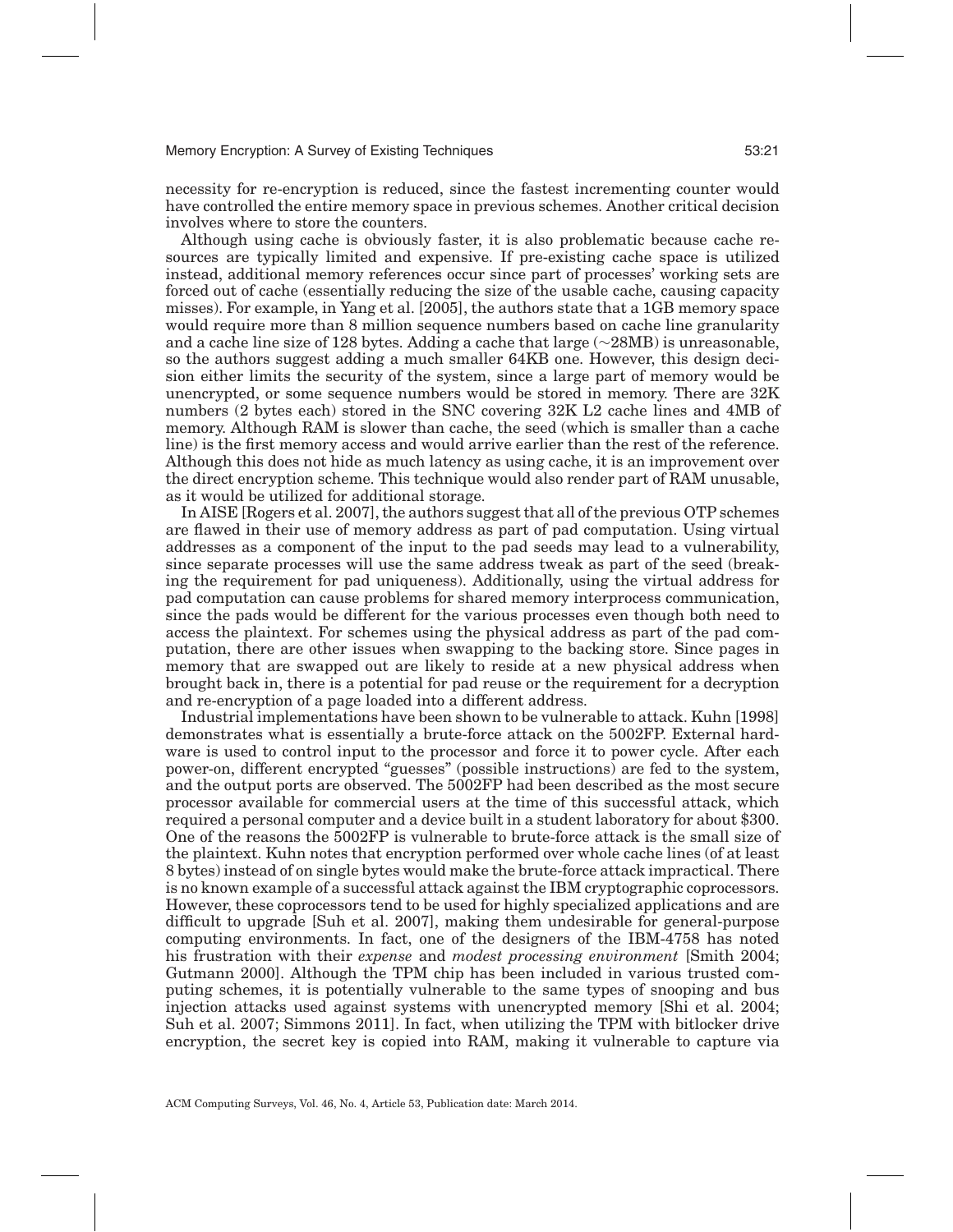necessity for re-encryption is reduced, since the fastest incrementing counter would have controlled the entire memory space in previous schemes. Another critical decision involves where to store the counters.

Although using cache is obviously faster, it is also problematic because cache resources are typically limited and expensive. If pre-existing cache space is utilized instead, additional memory references occur since part of processes' working sets are forced out of cache (essentially reducing the size of the usable cache, causing capacity misses). For example, in Yang et al. [2005], the authors state that a 1GB memory space would require more than 8 million sequence numbers based on cache line granularity and a cache line size of 128 bytes. Adding a cache that large (∼28MB) is unreasonable, so the authors suggest adding a much smaller 64KB one. However, this design decision either limits the security of the system, since a large part of memory would be unencrypted, or some sequence numbers would be stored in memory. There are 32K numbers (2 bytes each) stored in the SNC covering 32K L2 cache lines and 4MB of memory. Although RAM is slower than cache, the seed (which is smaller than a cache line) is the first memory access and would arrive earlier than the rest of the reference. Although this does not hide as much latency as using cache, it is an improvement over the direct encryption scheme. This technique would also render part of RAM unusable, as it would be utilized for additional storage.

In AISE [Rogers et al. 2007], the authors suggest that all of the previous OTP schemes are flawed in their use of memory address as part of pad computation. Using virtual addresses as a component of the input to the pad seeds may lead to a vulnerability, since separate processes will use the same address tweak as part of the seed (breaking the requirement for pad uniqueness). Additionally, using the virtual address for pad computation can cause problems for shared memory interprocess communication, since the pads would be different for the various processes even though both need to access the plaintext. For schemes using the physical address as part of the pad computation, there are other issues when swapping to the backing store. Since pages in memory that are swapped out are likely to reside at a new physical address when brought back in, there is a potential for pad reuse or the requirement for a decryption and re-encryption of a page loaded into a different address.

Industrial implementations have been shown to be vulnerable to attack. Kuhn [1998] demonstrates what is essentially a brute-force attack on the 5002FP. External hardware is used to control input to the processor and force it to power cycle. After each power-on, different encrypted "guesses" (possible instructions) are fed to the system, and the output ports are observed. The 5002FP had been described as the most secure processor available for commercial users at the time of this successful attack, which required a personal computer and a device built in a student laboratory for about $300. One of the reasons the 5002FP is vulnerable to brute-force attack is the small size of the plaintext. Kuhn notes that encryption performed over whole cache lines (of at least 8 bytes) instead of on single bytes would make the brute-force attack impractical. There is no known example of a successful attack against the IBM cryptographic coprocessors. However, these coprocessors tend to be used for highly specialized applications and are difficult to upgrade [Suh et al. 2007], making them undesirable for general-purpose computing environments. In fact, one of the designers of the IBM-4758 has noted his frustration with their *expense* and *modest processing environment* [Smith 2004; Gutmann 2000]. Although the TPM chip has been included in various trusted computing schemes, it is potentially vulnerable to the same types of snooping and bus injection attacks used against systems with unencrypted memory [Shi et al. 2004; Suh et al. 2007; Simmons 2011]. In fact, when utilizing the TPM with bitlocker drive encryption, the secret key is copied into RAM, making it vulnerable to capture via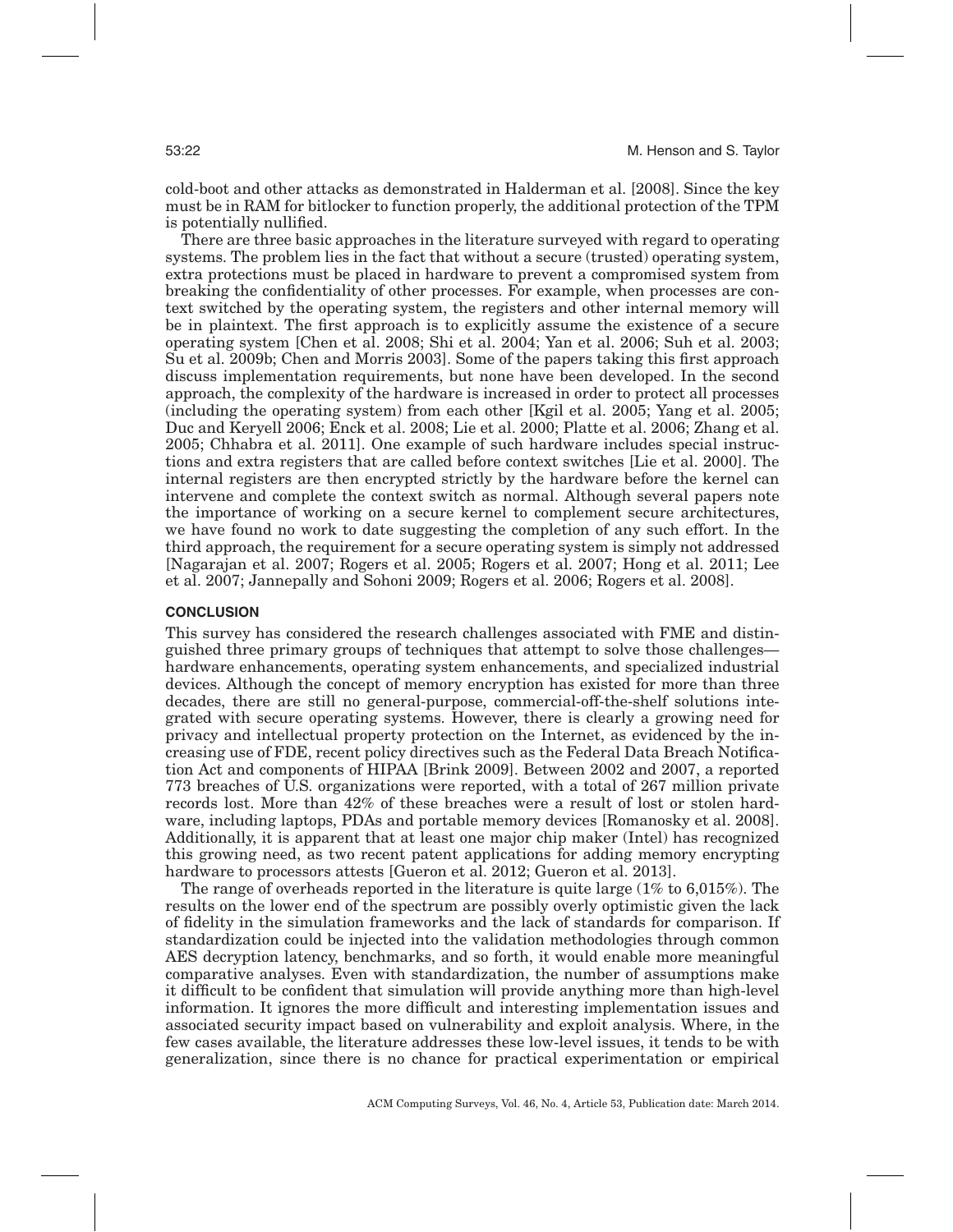cold-boot and other attacks as demonstrated in Halderman et al. [2008]. Since the key must be in RAM for bitlocker to function properly, the additional protection of the TPM is potentially nullified.

There are three basic approaches in the literature surveyed with regard to operating systems. The problem lies in the fact that without a secure (trusted) operating system, extra protections must be placed in hardware to prevent a compromised system from breaking the confidentiality of other processes. For example, when processes are context switched by the operating system, the registers and other internal memory will be in plaintext. The first approach is to explicitly assume the existence of a secure operating system [Chen et al. 2008; Shi et al. 2004; Yan et al. 2006; Suh et al. 2003; Su et al. 2009b; Chen and Morris 2003]. Some of the papers taking this first approach discuss implementation requirements, but none have been developed. In the second approach, the complexity of the hardware is increased in order to protect all processes (including the operating system) from each other [Kgil et al. 2005; Yang et al. 2005; Duc and Keryell 2006; Enck et al. 2008; Lie et al. 2000; Platte et al. 2006; Zhang et al. 2005; Chhabra et al. 2011]. One example of such hardware includes special instructions and extra registers that are called before context switches [Lie et al. 2000]. The internal registers are then encrypted strictly by the hardware before the kernel can intervene and complete the context switch as normal. Although several papers note the importance of working on a secure kernel to complement secure architectures, we have found no work to date suggesting the completion of any such effort. In the third approach, the requirement for a secure operating system is simply not addressed [Nagarajan et al. 2007; Rogers et al. 2005; Rogers et al. 2007; Hong et al. 2011; Lee et al. 2007; Jannepally and Sohoni 2009; Rogers et al. 2006; Rogers et al. 2008].

## CONCLUSION

This survey has considered the research challenges associated with FME and distinguished three primary groups of techniques that attempt to solve those challenges—hardware enhancements, operating system enhancements, and specialized industrial devices. Although the concept of memory encryption has existed for more than three decades, there are still no general-purpose, commercial-off-the-shelf solutions integrated with secure operating systems. However, there is clearly a growing need for privacy and intellectual property protection on the Internet, as evidenced by the increasing use of FDE, recent policy directives such as the Federal Data Breach Notification Act and components of HIPAA [Brink 2009]. Between 2002 and 2007, a reported 773 breaches of U.S. organizations were reported, with a total of 267 million private records lost. More than 42% of these breaches were a result of lost or stolen hardware, including laptops, PDAs and portable memory devices [Romanosky et al. 2008]. Additionally, it is apparent that at least one major chip maker (Intel) has recognized this growing need, as two recent patent applications for adding memory encrypting hardware to processors attests [Gueron et al. 2012; Gueron et al. 2013].

The range of overheads reported in the literature is quite large (1% to 6,015%). The results on the lower end of the spectrum are possibly overly optimistic given the lack of fidelity in the simulation frameworks and the lack of standards for comparison. If standardization could be injected into the validation methodologies through common AES decryption latency, benchmarks, and so forth, it would enable more meaningful comparative analyses. Even with standardization, the number of assumptions make it difficult to be confident that simulation will provide anything more than high-level information. It ignores the more difficult and interesting implementation issues and associated security impact based on vulnerability and exploit analysis. Where, in the few cases available, the literature addresses these low-level issues, it tends to be with generalization, since there is no chance for practical experimentation or empirical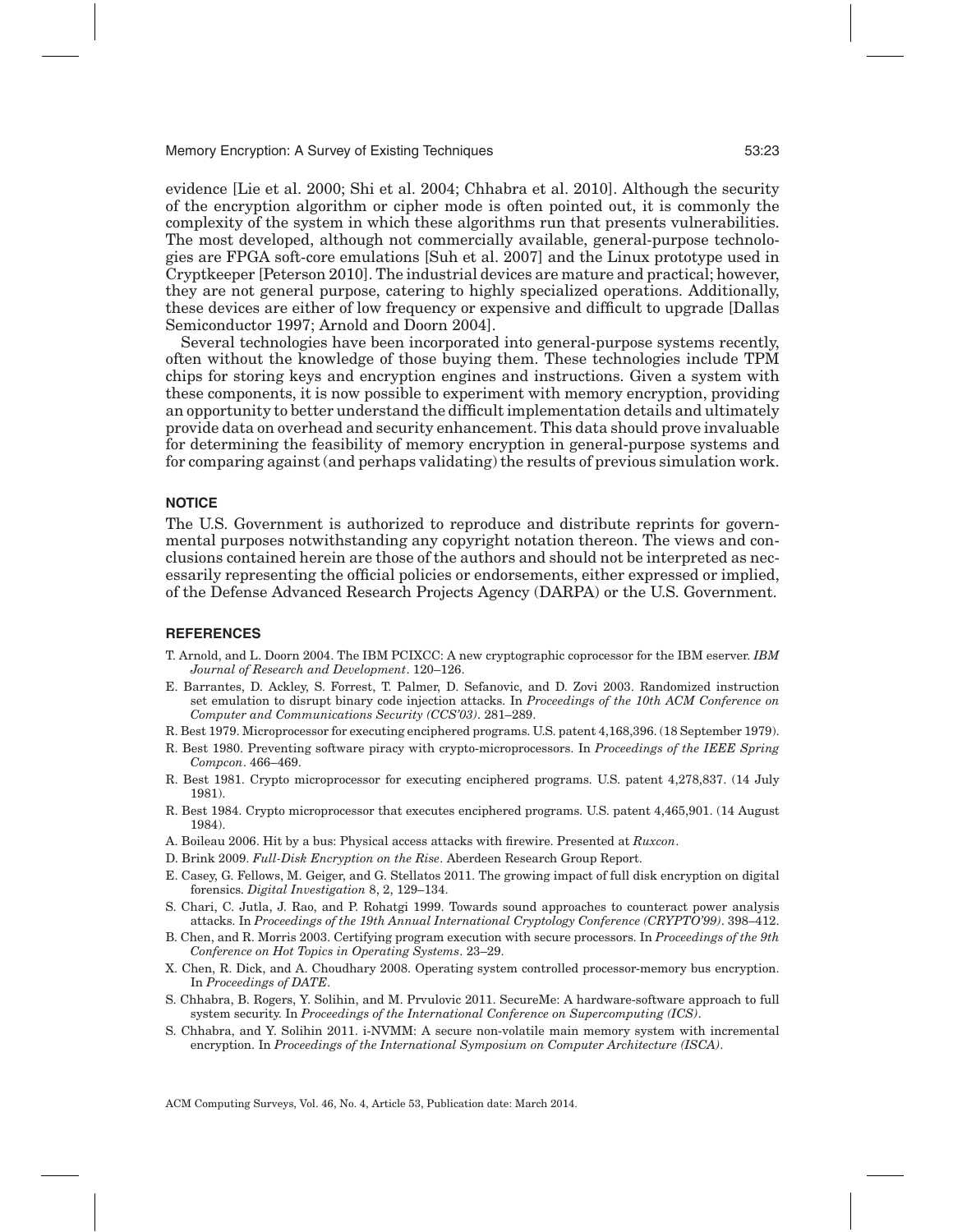evidence [Lie et al. 2000; Shi et al. 2004; Chhabra et al. 2010]. Although the security of the encryption algorithm or cipher mode is often pointed out, it is commonly the complexity of the system in which these algorithms run that presents vulnerabilities. The most developed, although not commercially available, general-purpose technologies are FPGA soft-core emulations [Suh et al. 2007] and the Linux prototype used in Cryptkeeper [Peterson 2010]. The industrial devices are mature and practical; however, they are not general purpose, catering to highly specialized operations. Additionally, these devices are either of low frequency or expensive and difficult to upgrade [Dallas Semiconductor 1997; Arnold and Doorn 2004].

Several technologies have been incorporated into general-purpose systems recently, often without the knowledge of those buying them. These technologies include TPM chips for storing keys and encryption engines and instructions. Given a system with these components, it is now possible to experiment with memory encryption, providing an opportunity to better understand the difficult implementation details and ultimately provide data on overhead and security enhancement. This data should prove invaluable for determining the feasibility of memory encryption in general-purpose systems and for comparing against (and perhaps validating) the results of previous simulation work.

## NOTICE

The U.S. Government is authorized to reproduce and distribute reprints for governmental purposes notwithstanding any copyright notation thereon. The views and conclusions contained herein are those of the authors and should not be interpreted as necessarily representing the official policies or endorsements, either expressed or implied, of the Defense Advanced Research Projects Agency (DARPA) or the U.S. Government.

## REFERENCES

T. Arnold, and L. Doorn 2004. The IBM PCIXCC: A new cryptographic coprocessor for the IBM eserver. *IBM Journal of Research and Development*. 120–126.

E. Barrantes, D. Ackley, S. Forrest, T. Palmer, D. Sefanovic, and D. Zovi 2003. Randomized instruction set emulation to disrupt binary code injection attacks. In *Proceedings of the 10th ACM Conference on Computer and Communications Security (CCS'03)*. 281–289.

R. Best 1979. Microprocessor for executing enciphered programs. U.S. patent 4,168,396. (18 September 1979).

R. Best 1980. Preventing software piracy with crypto-microprocessors. In *Proceedings of the IEEE Spring Compcon*. 466–469.

R. Best 1981. Crypto microprocessor for executing enciphered programs. U.S. patent 4,278,837. (14 July 1981).

R. Best 1984. Crypto microprocessor that executes enciphered programs. U.S. patent 4,465,901. (14 August 1984).

A. Boileau 2006. Hit by a bus: Physical access attacks with firewire. Presented at *Ruxcon*.

D. Brink 2009. *Full-Disk Encryption on the Rise*. Aberdeen Research Group Report.

E. Casey, G. Fellows, M. Geiger, and G. Stellatos 2011. The growing impact of full disk encryption on digital forensics. *Digital Investigation* 8, 2, 129–134.

S. Chari, C. Jutla, J. Rao, and P. Rohatgi 1999. Towards sound approaches to counteract power analysis attacks. In *Proceedings of the 19th Annual International Cryptology Conference (CRYPTO'99)*. 398–412.

B. Chen, and R. Morris 2003. Certifying program execution with secure processors. In *Proceedings of the 9th Conference on Hot Topics in Operating Systems*. 23–29.

X. Chen, R. Dick, and A. Choudhary 2008. Operating system controlled processor-memory bus encryption. In *Proceedings of DATE*.

S. Chhabra, B. Rogers, Y. Solihin, and M. Prvulovic 2011. SecureMe: A hardware-software approach to full system security. In *Proceedings of the International Conference on Supercomputing (ICS)*.

S. Chhabra, and Y. Solihin 2011. i-NVMM: A secure non-volatile main memory system with incremental encryption. In *Proceedings of the International Symposium on Computer Architecture (ISCA)*.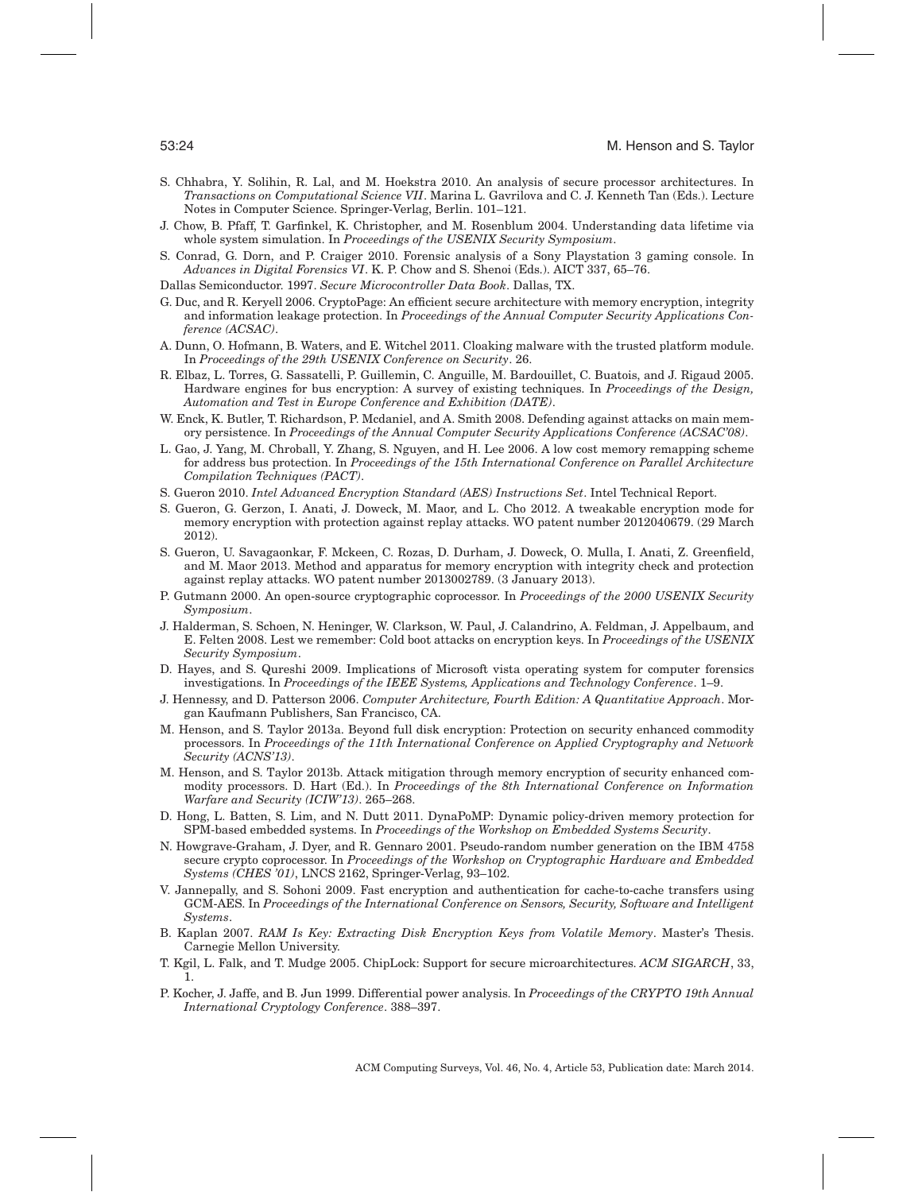S. Chhabra, Y. Solihin, R. Lal, and M. Hoekstra 2010. An analysis of secure processor architectures. In *Transactions on Computational Science VII*. Marina L. Gavrilova and C. J. Kenneth Tan (Eds.). Lecture Notes in Computer Science. Springer-Verlag, Berlin. 101–121.

J. Chow, B. Pfaff, T. Garfinkel, K. Christopher, and M. Rosenblum 2004. Understanding data lifetime via whole system simulation. In *Proceedings of the USENIX Security Symposium*.

S. Conrad, G. Dorn, and P. Craiger 2010. Forensic analysis of a Sony Playstation 3 gaming console. In *Advances in Digital Forensics VI*. K. P. Chow and S. Shenoi (Eds.). AICT 337, 65–76.

Dallas Semiconductor. 1997. *Secure Microcontroller Data Book*. Dallas, TX.

G. Duc, and R. Keryell 2006. CryptoPage: An efficient secure architecture with memory encryption, integrity and information leakage protection. In *Proceedings of the Annual Computer Security Applications Conference (ACSAC)*.

A. Dunn, O. Hofmann, B. Waters, and E. Witchel 2011. Cloaking malware with the trusted platform module. In *Proceedings of the 29th USENIX Conference on Security*. 26.

R. Elbaz, L. Torres, G. Sassatelli, P. Guillemin, C. Anguille, M. Bardouillet, C. Buatois, and J. Rigaud 2005. Hardware engines for bus encryption: A survey of existing techniques. In *Proceedings of the Design, Automation and Test in Europe Conference and Exhibition (DATE)*.

W. Enck, K. Butler, T. Richardson, P. Mcdaniel, and A. Smith 2008. Defending against attacks on main memory persistence. In *Proceedings of the Annual Computer Security Applications Conference (ACSAC'08)*.

L. Gao, J. Yang, M. Chroball, Y. Zhang, S. Nguyen, and H. Lee 2006. A low cost memory remapping scheme for address bus protection. In *Proceedings of the 15th International Conference on Parallel Architecture Compilation Techniques (PACT)*.

S. Gueron 2010. *Intel Advanced Encryption Standard (AES) Instructions Set*. Intel Technical Report.

S. Gueron, G. Gerzon, I. Anati, J. Doweck, M. Maor, and L. Cho 2012. A tweakable encryption mode for memory encryption with protection against replay attacks. WO patent number 2012040679. (29 March 2012).

S. Gueron, U. Savagaonkar, F. Mckeen, C. Rozas, D. Durham, J. Doweck, O. Mulla, I. Anati, Z. Greenfield, and M. Maor 2013. Method and apparatus for memory encryption with integrity check and protection against replay attacks. WO patent number 2013002789. (3 January 2013).

P. Gutmann 2000. An open-source cryptographic coprocessor. In *Proceedings of the 2000 USENIX Security Symposium*.

J. Halderman, S. Schoen, N. Heninger, W. Clarkson, W. Paul, J. Calandrino, A. Feldman, J. Appelbaum, and E. Felten 2008. Lest we remember: Cold boot attacks on encryption keys. In *Proceedings of the USENIX Security Symposium*.

D. Hayes, and S. Qureshi 2009. Implications of Microsoft vista operating system for computer forensics investigations. In *Proceedings of the IEEE Systems, Applications and Technology Conference*. 1–9.

J. Hennessy, and D. Patterson 2006. *Computer Architecture, Fourth Edition: A Quantitative Approach*. Morgan Kaufmann Publishers, San Francisco, CA.

M. Henson, and S. Taylor 2013a. Beyond full disk encryption: Protection on security enhanced commodity processors. In *Proceedings of the 11th International Conference on Applied Cryptography and Network Security (ACNS'13)*.

M. Henson, and S. Taylor 2013b. Attack mitigation through memory encryption of security enhanced commodity processors. D. Hart (Ed.). In *Proceedings of the 8th International Conference on Information Warfare and Security (ICIW'13)*. 265–268.

D. Hong, L. Batten, S. Lim, and N. Dutt 2011. DynaPoMP: Dynamic policy-driven memory protection for SPM-based embedded systems. In *Proceedings of the Workshop on Embedded Systems Security*.

N. Howgrave-Graham, J. Dyer, and R. Gennaro 2001. Pseudo-random number generation on the IBM 4758 secure crypto coprocessor. In *Proceedings of the Workshop on Cryptographic Hardware and Embedded Systems (CHES '01)*, LNCS 2162, Springer-Verlag, 93–102.

V. Jannepally, and S. Sohoni 2009. Fast encryption and authentication for cache-to-cache transfers using GCM-AES. In *Proceedings of the International Conference on Sensors, Security, Software and Intelligent Systems*.

B. Kaplan 2007. *RAM Is Key: Extracting Disk Encryption Keys from Volatile Memory*. Master's Thesis. Carnegie Mellon University.

T. Kgil, L. Falk, and T. Mudge 2005. ChipLock: Support for secure microarchitectures. *ACM SIGARCH*, 33, 1.

P. Kocher, J. Jaffe, and B. Jun 1999. Differential power analysis. In *Proceedings of the CRYPTO 19th Annual International Cryptology Conference*. 388–397.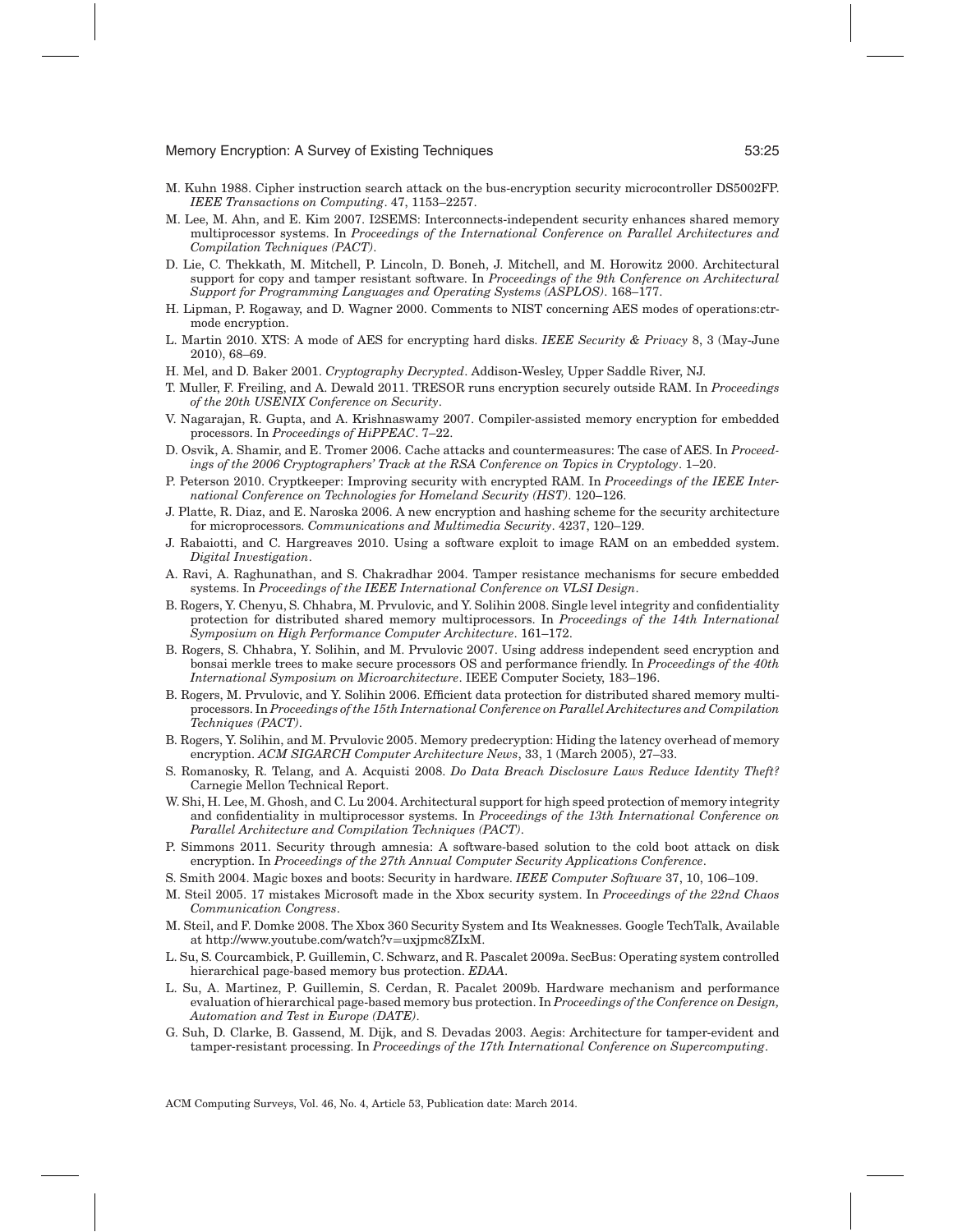M. Kuhn 1988. Cipher instruction search attack on the bus-encryption security microcontroller DS5002FP. *IEEE Transactions on Computing*. 47, 1153–2257.

M. Lee, M. Ahn, and E. Kim 2007. I2SEMS: Interconnects-independent security enhances shared memory multiprocessor systems. In *Proceedings of the International Conference on Parallel Architectures and Compilation Techniques (PACT)*.

D. Lie, C. Thekkath, M. Mitchell, P. Lincoln, D. Boneh, J. Mitchell, and M. Horowitz 2000. Architectural support for copy and tamper resistant software. In *Proceedings of the 9th Conference on Architectural Support for Programming Languages and Operating Systems (ASPLOS)*. 168–177.

H. Lipman, P. Rogaway, and D. Wagner 2000. Comments to NIST concerning AES modes of operations:ctr-mode encryption.

L. Martin 2010. XTS: A mode of AES for encrypting hard disks. *IEEE Security & Privacy* 8, 3 (May-June 2010), 68–69.

H. Mel, and D. Baker 2001. *Cryptography Decrypted*. Addison-Wesley, Upper Saddle River, NJ.

T. Muller, F. Freiling, and A. Dewald 2011. TRESOR runs encryption securely outside RAM. In *Proceedings of the 20th USENIX Conference on Security*.

V. Nagarajan, R. Gupta, and A. Krishnaswamy 2007. Compiler-assisted memory encryption for embedded processors. In *Proceedings of HiPPEAC*. 7–22.

D. Osvik, A. Shamir, and E. Tromer 2006. Cache attacks and countermeasures: The case of AES. In *Proceedings of the 2006 Cryptographers' Track at the RSA Conference on Topics in Cryptology*. 1–20.

P. Peterson 2010. Cryptkeeper: Improving security with encrypted RAM. In *Proceedings of the IEEE International Conference on Technologies for Homeland Security (HST)*. 120–126.

J. Platte, R. Diaz, and E. Naroska 2006. A new encryption and hashing scheme for the security architecture for microprocessors. *Communications and Multimedia Security*. 4237, 120–129.

J. Rabaiotti, and C. Hargreaves 2010. Using a software exploit to image RAM on an embedded system. *Digital Investigation*.

A. Ravi, A. Raghunathan, and S. Chakradhar 2004. Tamper resistance mechanisms for secure embedded systems. In *Proceedings of the IEEE International Conference on VLSI Design*.

B. Rogers, Y. Chenyu, S. Chhabra, M. Prvulovic, and Y. Solihin 2008. Single level integrity and confidentiality protection for distributed shared memory multiprocessors. In *Proceedings of the 14th International Symposium on High Performance Computer Architecture*. 161–172.

B. Rogers, S. Chhabra, Y. Solihin, and M. Prvulovic 2007. Using address independent seed encryption and bonsai merkle trees to make secure processors OS and performance friendly. In *Proceedings of the 40th International Symposium on Microarchitecture*. IEEE Computer Society, 183–196.

B. Rogers, M. Prvulovic, and Y. Solihin 2006. Efficient data protection for distributed shared memory multiprocessors. In *Proceedings of the 15th International Conference on Parallel Architectures and Compilation Techniques (PACT)*.

B. Rogers, Y. Solihin, and M. Prvulovic 2005. Memory predecryption: Hiding the latency overhead of memory encryption. *ACM SIGARCH Computer Architecture News*, 33, 1 (March 2005), 27–33.

S. Romanosky, R. Telang, and A. Acquisti 2008. *Do Data Breach Disclosure Laws Reduce Identity Theft?* Carnegie Mellon Technical Report.

W. Shi, H. Lee, M. Ghosh, and C. Lu 2004. Architectural support for high speed protection of memory integrity and confidentiality in multiprocessor systems. In *Proceedings of the 13th International Conference on Parallel Architecture and Compilation Techniques (PACT)*.

P. Simmons 2011. Security through amnesia: A software-based solution to the cold boot attack on disk encryption. In *Proceedings of the 27th Annual Computer Security Applications Conference*.

S. Smith 2004. Magic boxes and boots: Security in hardware. *IEEE Computer Software* 37, 10, 106–109.

M. Steil 2005. 17 mistakes Microsoft made in the Xbox security system. In *Proceedings of the 22nd Chaos Communication Congress*.

M. Steil, and F. Domke 2008. The Xbox 360 Security System and Its Weaknesses. Google TechTalk, Available at http://www.youtube.com/watch?v=uxjpmc8ZIxM.

L. Su, S. Courcambick, P. Guillemin, C. Schwarz, and R. Pascalet 2009a. SecBus: Operating system controlled hierarchical page-based memory bus protection. *EDAA*.

L. Su, A. Martinez, P. Guillemin, S. Cerdan, R. Pacalet 2009b. Hardware mechanism and performance evaluation of hierarchical page-based memory bus protection. In *Proceedings of the Conference on Design, Automation and Test in Europe (DATE)*.

G. Suh, D. Clarke, B. Gassend, M. Dijk, and S. Devadas 2003. Aegis: Architecture for tamper-evident and tamper-resistant processing. In *Proceedings of the 17th International Conference on Supercomputing*.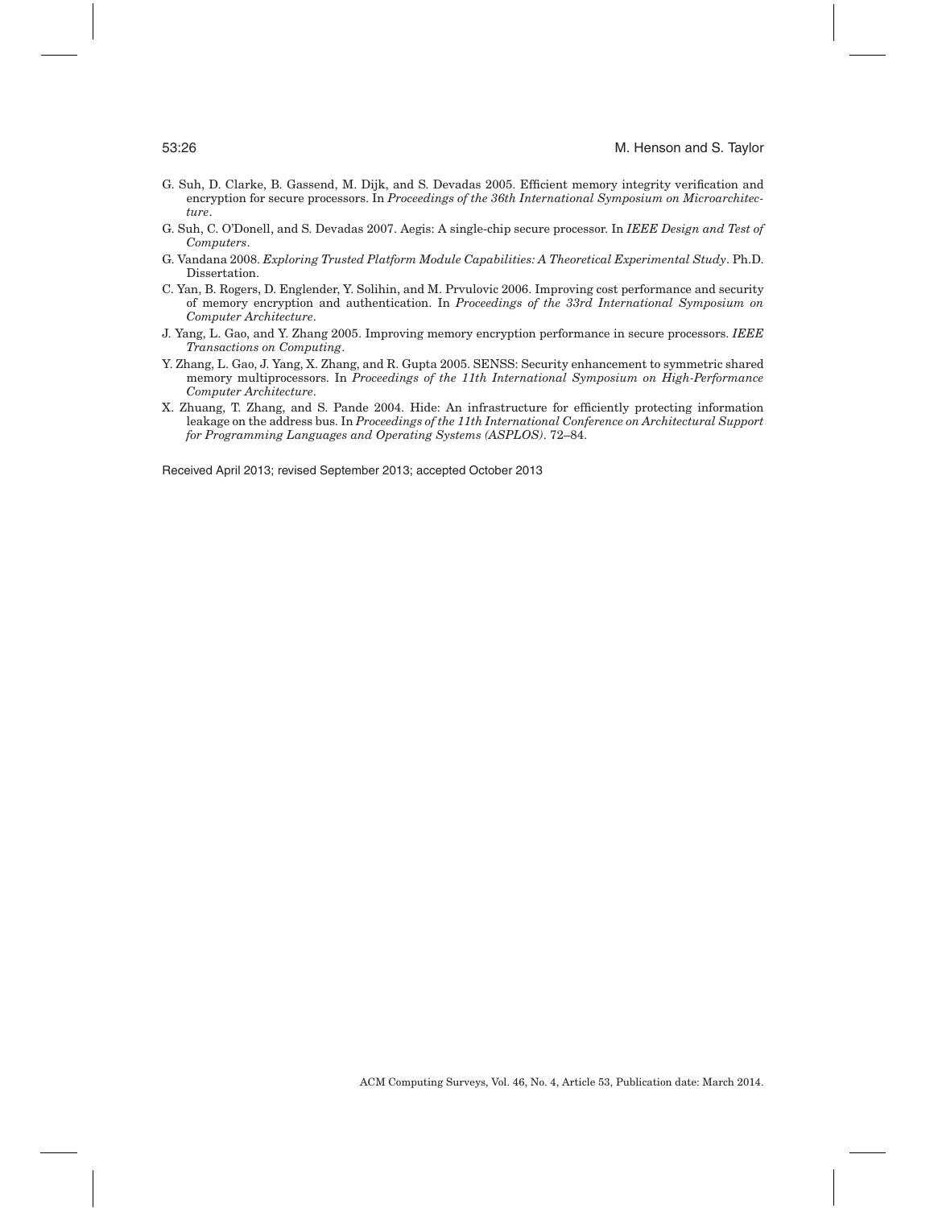G. Suh, D. Clarke, B. Gassend, M. Dijk, and S. Devadas 2005. Efficient memory integrity verification and encryption for secure processors. In *Proceedings of the 36th International Symposium on Microarchitecture*.

G. Suh, C. O'Donell, and S. Devadas 2007. Aegis: A single-chip secure processor. In *IEEE Design and Test of Computers*.

G. Vandana 2008. *Exploring Trusted Platform Module Capabilities: A Theoretical Experimental Study*. Ph.D. Dissertation.

C. Yan, B. Rogers, D. Englender, Y. Solihin, and M. Prvulovic 2006. Improving cost performance and security of memory encryption and authentication. In *Proceedings of the 33rd International Symposium on Computer Architecture*.

J. Yang, L. Gao, and Y. Zhang 2005. Improving memory encryption performance in secure processors. *IEEE Transactions on Computing*.

Y. Zhang, L. Gao, J. Yang, X. Zhang, and R. Gupta 2005. SENSS: Security enhancement to symmetric shared memory multiprocessors. In *Proceedings of the 11th International Symposium on High-Performance Computer Architecture*.

X. Zhuang, T. Zhang, and S. Pande 2004. Hide: An infrastructure for efficiently protecting information leakage on the address bus. In *Proceedings of the 11th International Conference on Architectural Support for Programming Languages and Operating Systems (ASPLOS)*. 72–84.

Received April 2013; revised September 2013; accepted October 2013